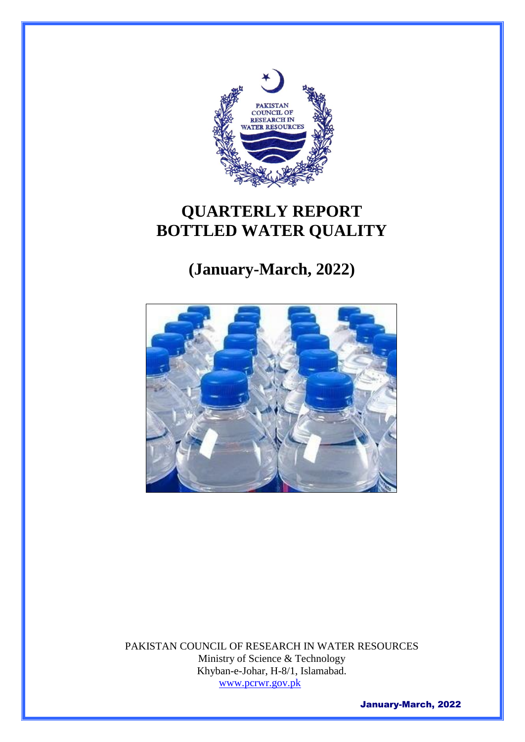# QUARTERLY REPORT
# BOTTLED WATER QUALITY

## (January-March, 2022)

PAKISTAN COUNCIL OF RESEARCH IN WATER RESOURCES
Ministry of Science & Technology
Khyban-e-Johar, H-8/1, Islamabad.
www.pcrwr.gov.pk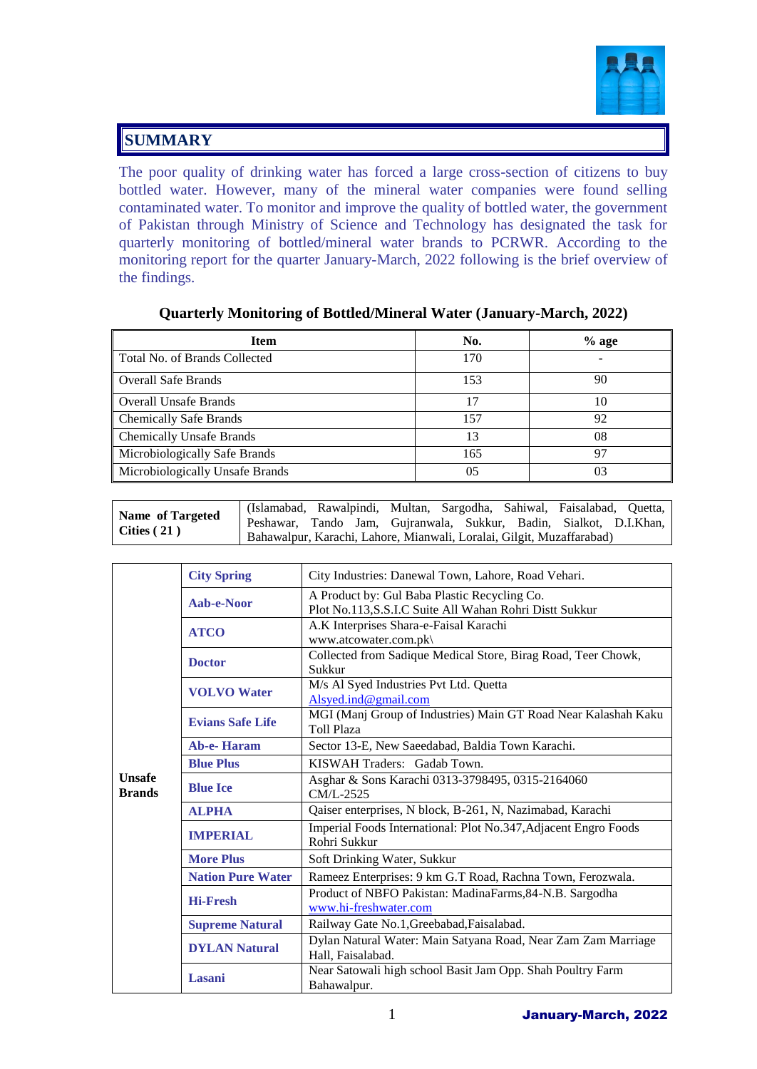## SUMMARY

The poor quality of drinking water has forced a large cross-section of citizens to buy bottled water. However, many of the mineral water companies were found selling contaminated water. To monitor and improve the quality of bottled water, the government of Pakistan through Ministry of Science and Technology has designated the task for quarterly monitoring of bottled/mineral water brands to PCRWR. According to the monitoring report for the quarter January-March, 2022 following is the brief overview of the findings.

**Quarterly Monitoring of Bottled/Mineral Water (January-March, 2022)**

| Item | No. | % age |
|---|---|---|
| Total No. of Brands Collected | 170 | - |
| Overall Safe Brands | 153 | 90 |
| Overall Unsafe Brands | 17 | 10 |
| Chemically Safe Brands | 157 | 92 |
| Chemically Unsafe Brands | 13 | 08 |
| Microbiologically Safe Brands | 165 | 97 |
| Microbiologically Unsafe Brands | 05 | 03 |

| **Name of Targeted Cities ( 21 )** | (Islamabad, Rawalpindi, Multan, Sargodha, Sahiwal, Faisalabad, Quetta, Peshawar, Tando Jam, Gujranwala, Sukkur, Badin, Sialkot, D.I.Khan, Bahawalpur, Karachi, Lahore, Mianwali, Loralai, Gilgit, Muzaffarabad) |
|---|---|

| | | |
|---|---|---|
| **Unsafe Brands** | **City Spring** | City Industries: Danewal Town, Lahore, Road Vehari. |
| | **Aab-e-Noor** | A Product by: Gul Baba Plastic Recycling Co. Plot No.113,S.S.I.C Suite All Wahan Rohri Distt Sukkur |
| | **ATCO** | A.K Interprises Shara-e-Faisal Karachi www.atcowater.com.pk\ |
| | **Doctor** | Collected from Sadique Medical Store, Birag Road, Teer Chowk, Sukkur |
| | **VOLVO Water** | M/s Al Syed Industries Pvt Ltd. Quetta Alsyed.ind@gmail.com |
| | **Evians Safe Life** | MGI (Manj Group of Industries) Main GT Road Near Kalashah Kaku Toll Plaza |
| | **Ab-e- Haram** | Sector 13-E, New Saeedabad, Baldia Town Karachi. |
| | **Blue Plus** | KISWAH Traders: Gadab Town. |
| | **Blue Ice** | Asghar & Sons Karachi 0313-3798495, 0315-2164060 CM/L-2525 |
| | **ALPHA** | Qaiser enterprises, N block, B-261, N, Nazimabad, Karachi |
| | **IMPERIAL** | Imperial Foods International: Plot No.347,Adjacent Engro Foods Rohri Sukkur |
| | **More Plus** | Soft Drinking Water, Sukkur |
| | **Nation Pure Water** | Rameez Enterprises: 9 km G.T Road, Rachna Town, Ferozwala. |
| | **Hi-Fresh** | Product of NBFO Pakistan: MadinaFarms,84-N.B. Sargodha www.hi-freshwater.com |
| | **Supreme Natural** | Railway Gate No.1,Greebabad,Faisalabad. |
| | **DYLAN Natural** | Dylan Natural Water: Main Satyana Road, Near Zam Zam Marriage Hall, Faisalabad. |
| | **Lasani** | Near Satowali high school Basit Jam Opp. Shah Poultry Farm Bahawalpur. |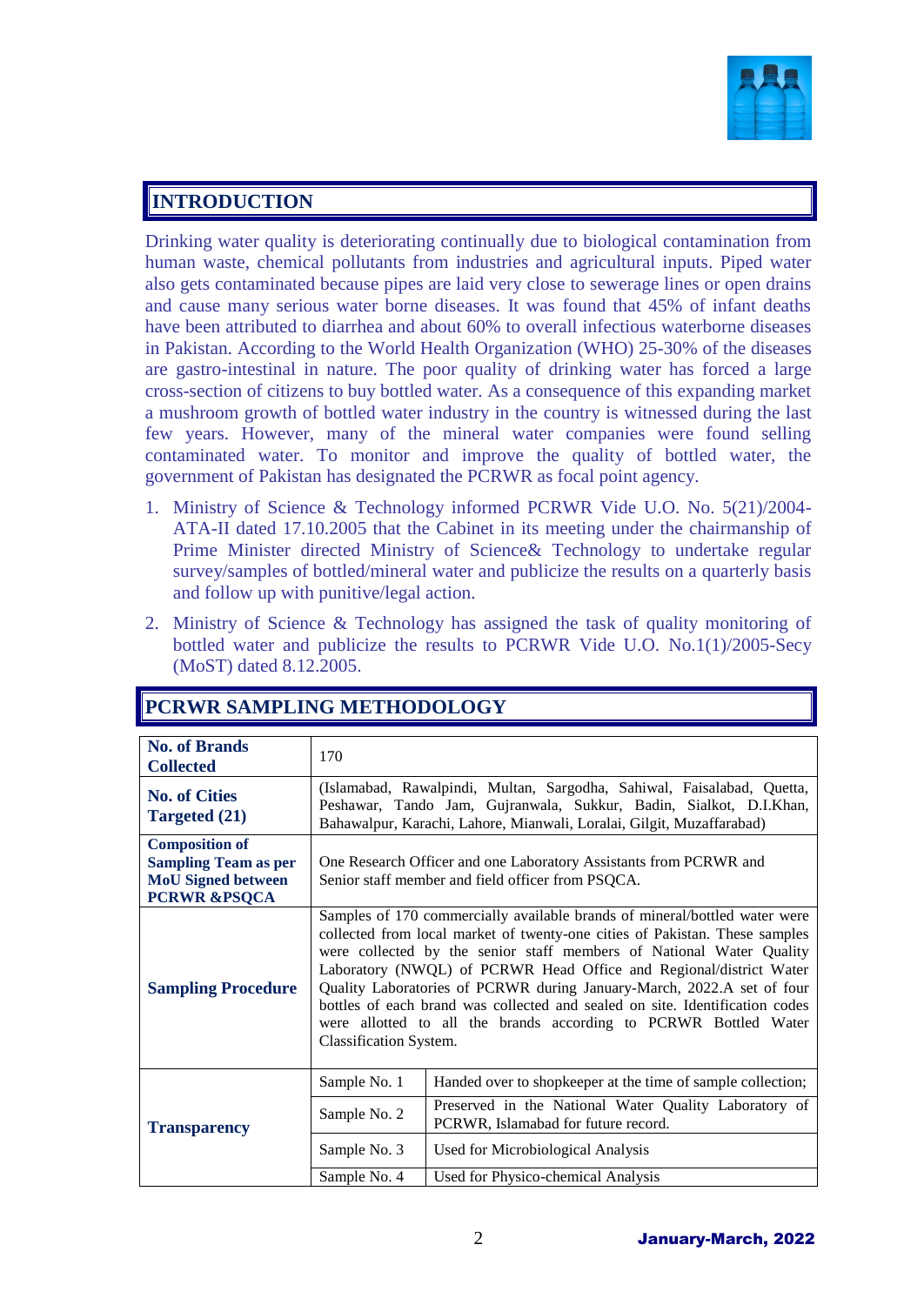## INTRODUCTION

Drinking water quality is deteriorating continually due to biological contamination from human waste, chemical pollutants from industries and agricultural inputs. Piped water also gets contaminated because pipes are laid very close to sewerage lines or open drains and cause many serious water borne diseases. It was found that 45% of infant deaths have been attributed to diarrhea and about 60% to overall infectious waterborne diseases in Pakistan. According to the World Health Organization (WHO) 25-30% of the diseases are gastro-intestinal in nature. The poor quality of drinking water has forced a large cross-section of citizens to buy bottled water. As a consequence of this expanding market a mushroom growth of bottled water industry in the country is witnessed during the last few years. However, many of the mineral water companies were found selling contaminated water. To monitor and improve the quality of bottled water, the government of Pakistan has designated the PCRWR as focal point agency.

1. Ministry of Science & Technology informed PCRWR Vide U.O. No. 5(21)/2004-ATA-II dated 17.10.2005 that the Cabinet in its meeting under the chairmanship of Prime Minister directed Ministry of Science& Technology to undertake regular survey/samples of bottled/mineral water and publicize the results on a quarterly basis and follow up with punitive/legal action.
2. Ministry of Science & Technology has assigned the task of quality monitoring of bottled water and publicize the results to PCRWR Vide U.O. No.1(1)/2005-Secy (MoST) dated 8.12.2005.

## PCRWR SAMPLING METHODOLOGY

| | | |
|---|---|---|
| **No. of Brands Collected** | 170 | |
| **No. of Cities Targeted (21)** | (Islamabad, Rawalpindi, Multan, Sargodha, Sahiwal, Faisalabad, Quetta, Peshawar, Tando Jam, Gujranwala, Sukkur, Badin, Sialkot, D.I.Khan, Bahawalpur, Karachi, Lahore, Mianwali, Loralai, Gilgit, Muzaffarabad) | |
| **Composition of Sampling Team as per MoU Signed between PCRWR &PSQCA** | One Research Officer and one Laboratory Assistants from PCRWR and Senior staff member and field officer from PSQCA. | |
| **Sampling Procedure** | Samples of 170 commercially available brands of mineral/bottled water were collected from local market of twenty-one cities of Pakistan. These samples were collected by the senior staff members of National Water Quality Laboratory (NWQL) of PCRWR Head Office and Regional/district Water Quality Laboratories of PCRWR during January-March, 2022.A set of four bottles of each brand was collected and sealed on site. Identification codes were allotted to all the brands according to PCRWR Bottled Water Classification System. | |
| **Transparency** | Sample No. 1 | Handed over to shopkeeper at the time of sample collection; |
| | Sample No. 2 | Preserved in the National Water Quality Laboratory of PCRWR, Islamabad for future record. |
| | Sample No. 3 | Used for Microbiological Analysis |
| | Sample No. 4 | Used for Physico-chemical Analysis |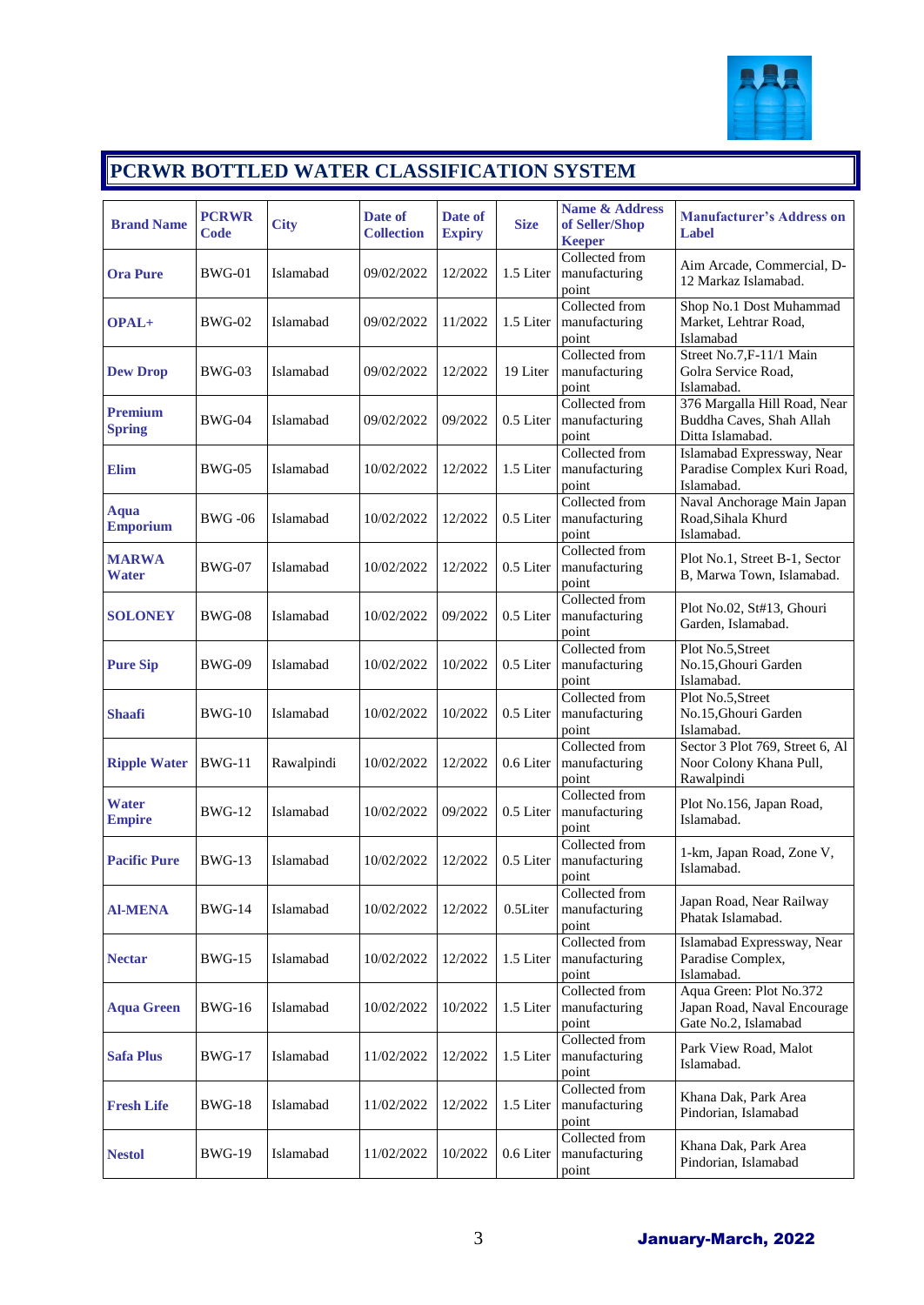## PCRWR BOTTLED WATER CLASSIFICATION SYSTEM

| Brand Name | PCRWR Code | City | Date of Collection | Date of Expiry | Size | Name & Address of Seller/Shop Keeper | Manufacturer's Address on Label |
|---|---|---|---|---|---|---|---|
| **Ora Pure** | BWG-01 | Islamabad | 09/02/2022 | 12/2022 | 1.5 Liter | Collected from manufacturing point | Aim Arcade, Commercial, D-12 Markaz Islamabad. |
| **OPAL+** | BWG-02 | Islamabad | 09/02/2022 | 11/2022 | 1.5 Liter | Collected from manufacturing point | Shop No.1 Dost Muhammad Market, Lehtrar Road, Islamabad |
| **Dew Drop** | BWG-03 | Islamabad | 09/02/2022 | 12/2022 | 19 Liter | Collected from manufacturing point | Street No.7,F-11/1 Main Golra Service Road, Islamabad. |
| **Premium Spring** | BWG-04 | Islamabad | 09/02/2022 | 09/2022 | 0.5 Liter | Collected from manufacturing point | 376 Margalla Hill Road, Near Buddha Caves, Shah Allah Ditta Islamabad. |
| **Elim** | BWG-05 | Islamabad | 10/02/2022 | 12/2022 | 1.5 Liter | Collected from manufacturing point | Islamabad Expressway, Near Paradise Complex Kuri Road, Islamabad. |
| **Aqua Emporium** | BWG -06 | Islamabad | 10/02/2022 | 12/2022 | 0.5 Liter | Collected from manufacturing point | Naval Anchorage Main Japan Road,Sihala Khurd Islamabad. |
| **MARWA Water** | BWG-07 | Islamabad | 10/02/2022 | 12/2022 | 0.5 Liter | Collected from manufacturing point | Plot No.1, Street B-1, Sector B, Marwa Town, Islamabad. |
| **SOLONEY** | BWG-08 | Islamabad | 10/02/2022 | 09/2022 | 0.5 Liter | Collected from manufacturing point | Plot No.02, St#13, Ghouri Garden, Islamabad. |
| **Pure Sip** | BWG-09 | Islamabad | 10/02/2022 | 10/2022 | 0.5 Liter | Collected from manufacturing point | Plot No.5,Street No.15,Ghouri Garden Islamabad. |
| **Shaafi** | BWG-10 | Islamabad | 10/02/2022 | 10/2022 | 0.5 Liter | Collected from manufacturing point | Plot No.5,Street No.15,Ghouri Garden Islamabad. |
| **Ripple Water** | BWG-11 | Rawalpindi | 10/02/2022 | 12/2022 | 0.6 Liter | Collected from manufacturing point | Sector 3 Plot 769, Street 6, Al Noor Colony Khana Pull, Rawalpindi |
| **Water Empire** | BWG-12 | Islamabad | 10/02/2022 | 09/2022 | 0.5 Liter | Collected from manufacturing point | Plot No.156, Japan Road, Islamabad. |
| **Pacific Pure** | BWG-13 | Islamabad | 10/02/2022 | 12/2022 | 0.5 Liter | Collected from manufacturing point | 1-km, Japan Road, Zone V, Islamabad. |
| **Al-MENA** | BWG-14 | Islamabad | 10/02/2022 | 12/2022 | 0.5Liter | Collected from manufacturing point | Japan Road, Near Railway Phatak Islamabad. |
| **Nectar** | BWG-15 | Islamabad | 10/02/2022 | 12/2022 | 1.5 Liter | Collected from manufacturing point | Islamabad Expressway, Near Paradise Complex, Islamabad. |
| **Aqua Green** | BWG-16 | Islamabad | 10/02/2022 | 10/2022 | 1.5 Liter | Collected from manufacturing point | Aqua Green: Plot No.372 Japan Road, Naval Encourage Gate No.2, Islamabad |
| **Safa Plus** | BWG-17 | Islamabad | 11/02/2022 | 12/2022 | 1.5 Liter | Collected from manufacturing point | Park View Road, Malot Islamabad. |
| **Fresh Life** | BWG-18 | Islamabad | 11/02/2022 | 12/2022 | 1.5 Liter | Collected from manufacturing point | Khana Dak, Park Area Pindorian, Islamabad |
| **Nestol** | BWG-19 | Islamabad | 11/02/2022 | 10/2022 | 0.6 Liter | Collected from manufacturing point | Khana Dak, Park Area Pindorian, Islamabad |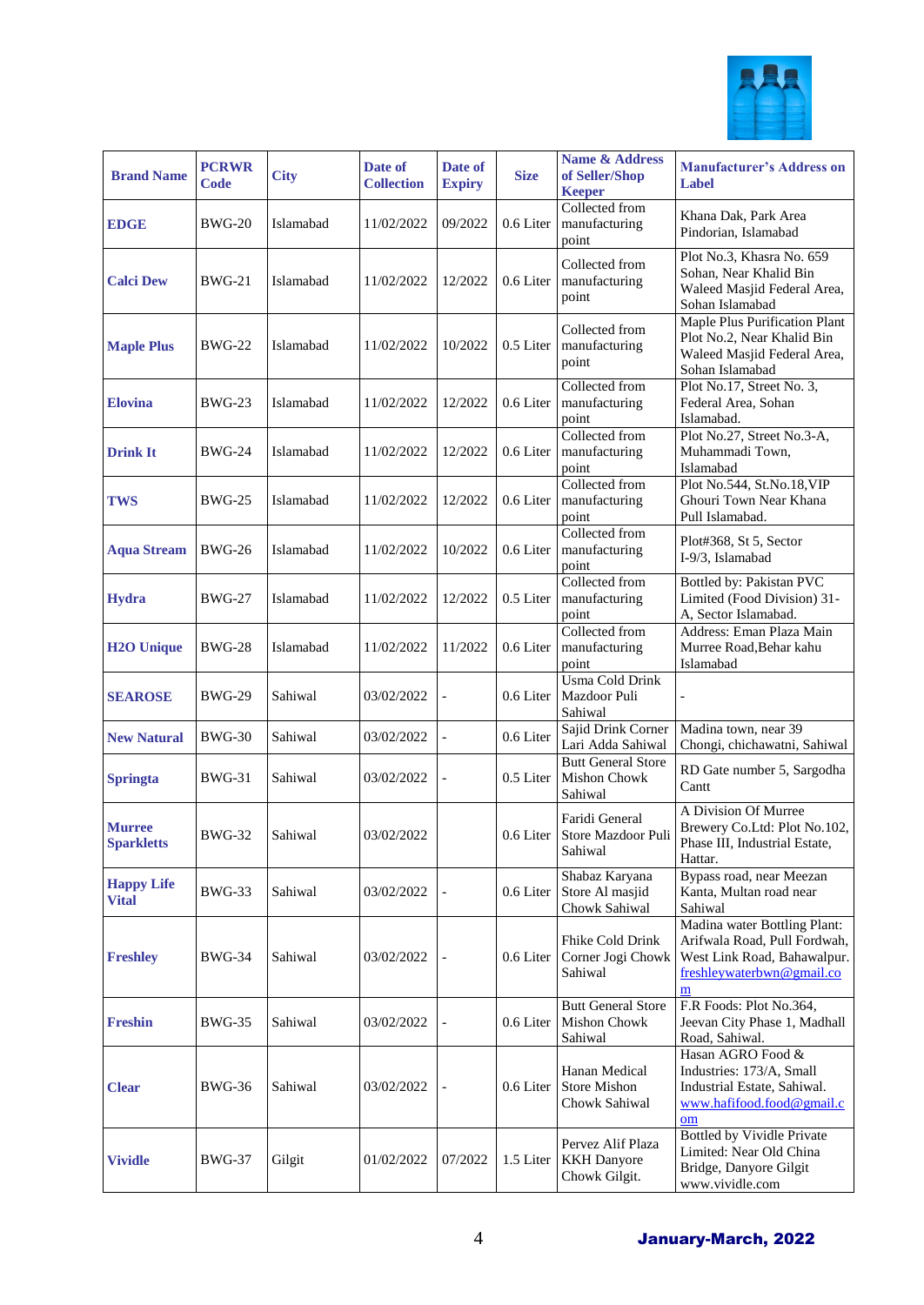| Brand Name | PCRWR Code | City | Date of Collection | Date of Expiry | Size | Name & Address of Seller/Shop Keeper | Manufacturer's Address on Label |
|---|---|---|---|---|---|---|---|
| **EDGE** | BWG-20 | Islamabad | 11/02/2022 | 09/2022 | 0.6 Liter | Collected from manufacturing point | Khana Dak, Park Area Pindorian, Islamabad |
| **Calci Dew** | BWG-21 | Islamabad | 11/02/2022 | 12/2022 | 0.6 Liter | Collected from manufacturing point | Plot No.3, Khasra No. 659 Sohan, Near Khalid Bin Waleed Masjid Federal Area, Sohan Islamabad |
| **Maple Plus** | BWG-22 | Islamabad | 11/02/2022 | 10/2022 | 0.5 Liter | Collected from manufacturing point | Maple Plus Purification Plant Plot No.2, Near Khalid Bin Waleed Masjid Federal Area, Sohan Islamabad |
| **Elovina** | BWG-23 | Islamabad | 11/02/2022 | 12/2022 | 0.6 Liter | Collected from manufacturing point | Plot No.17, Street No. 3, Federal Area, Sohan Islamabad. |
| **Drink It** | BWG-24 | Islamabad | 11/02/2022 | 12/2022 | 0.6 Liter | Collected from manufacturing point | Plot No.27, Street No.3-A, Muhammadi Town, Islamabad |
| **TWS** | BWG-25 | Islamabad | 11/02/2022 | 12/2022 | 0.6 Liter | Collected from manufacturing point | Plot No.544, St.No.18,VIP Ghouri Town Near Khana Pull Islamabad. |
| **Aqua Stream** | BWG-26 | Islamabad | 11/02/2022 | 10/2022 | 0.6 Liter | Collected from manufacturing point | Plot#368, St 5, Sector I-9/3, Islamabad |
| **Hydra** | BWG-27 | Islamabad | 11/02/2022 | 12/2022 | 0.5 Liter | Collected from manufacturing point | Bottled by: Pakistan PVC Limited (Food Division) 31-A, Sector Islamabad. |
| **H2O Unique** | BWG-28 | Islamabad | 11/02/2022 | 11/2022 | 0.6 Liter | Collected from manufacturing point | Address: Eman Plaza Main Murree Road,Behar kahu Islamabad |
| **SEAROSE** | BWG-29 | Sahiwal | 03/02/2022 | - | 0.6 Liter | Usma Cold Drink Mazdoor Puli Sahiwal | - |
| **New Natural** | BWG-30 | Sahiwal | 03/02/2022 | - | 0.6 Liter | Sajid Drink Corner Lari Adda Sahiwal | Madina town, near 39 Chongi, chichawatni, Sahiwal |
| **Springta** | BWG-31 | Sahiwal | 03/02/2022 | - | 0.5 Liter | Butt General Store Mishon Chowk Sahiwal | RD Gate number 5, Sargodha Cantt |
| **Murree Sparkletts** | BWG-32 | Sahiwal | 03/02/2022 | | 0.6 Liter | Faridi General Store Mazdoor Puli Sahiwal | A Division Of Murree Brewery Co.Ltd: Plot No.102, Phase III, Industrial Estate, Hattar. |
| **Happy Life Vital** | BWG-33 | Sahiwal | 03/02/2022 | - | 0.6 Liter | Shabaz Karyana Store Al masjid Chowk Sahiwal | Bypass road, near Meezan Kanta, Multan road near Sahiwal |
| **Freshley** | BWG-34 | Sahiwal | 03/02/2022 | - | 0.6 Liter | Fhike Cold Drink Corner Jogi Chowk Sahiwal | Madina water Bottling Plant: Arifwala Road, Pull Fordwah, West Link Road, Bahawalpur. freshleywaterbwn@gmail.com |
| **Freshin** | BWG-35 | Sahiwal | 03/02/2022 | - | 0.6 Liter | Butt General Store Mishon Chowk Sahiwal | F.R Foods: Plot No.364, Jeevan City Phase 1, Madhall Road, Sahiwal. |
| **Clear** | BWG-36 | Sahiwal | 03/02/2022 | - | 0.6 Liter | Hanan Medical Store Mishon Chowk Sahiwal | Hasan AGRO Food & Industries: 173/A, Small Industrial Estate, Sahiwal. www.hafifood.food@gmail.com |
| **Vividle** | BWG-37 | Gilgit | 01/02/2022 | 07/2022 | 1.5 Liter | Pervez Alif Plaza KKH Danyore Chowk Gilgit. | Bottled by Vividle Private Limited: Near Old China Bridge, Danyore Gilgit www.vividle.com |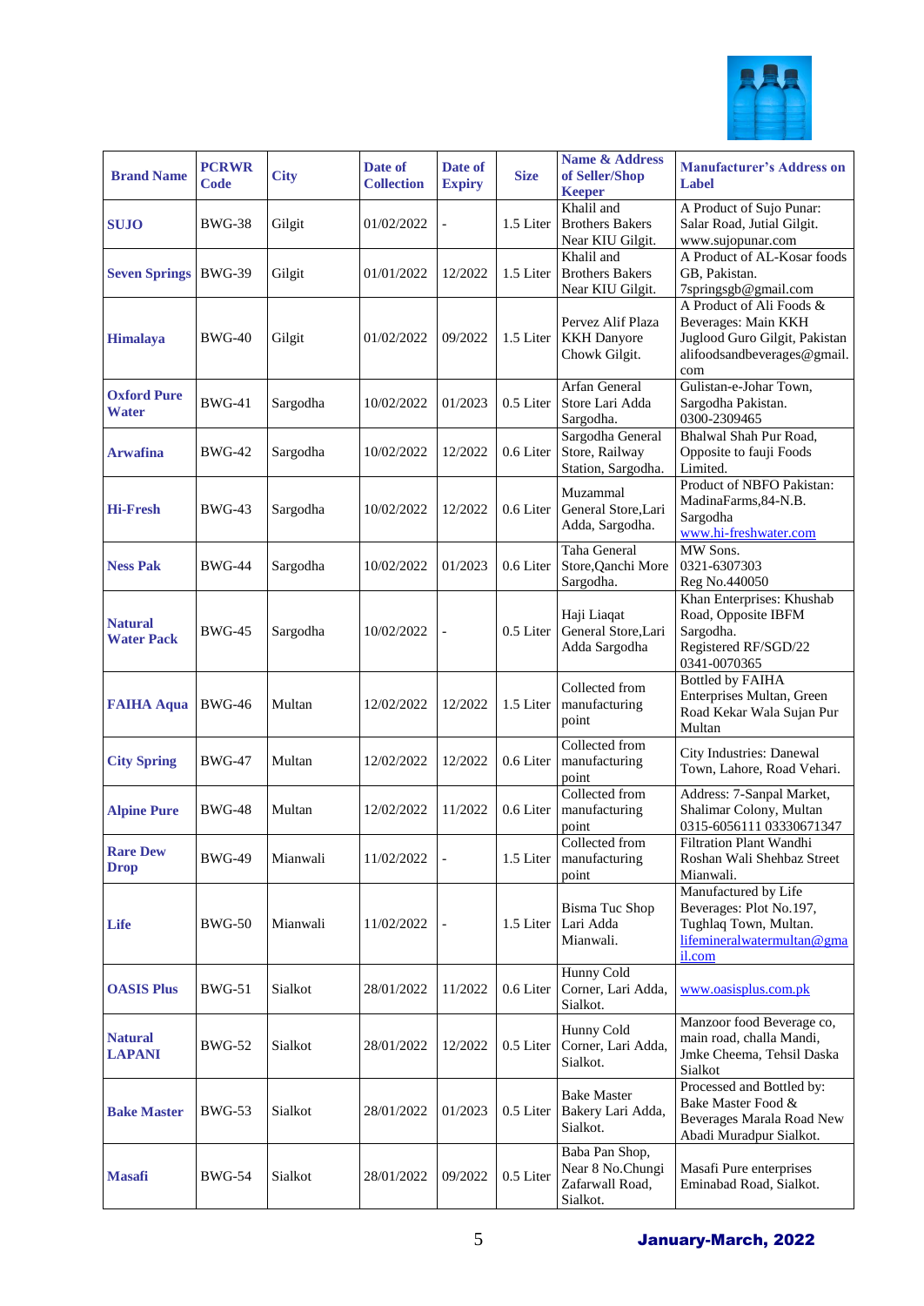| Brand Name | PCRWR Code | City | Date of Collection | Date of Expiry | Size | Name & Address of Seller/Shop Keeper | Manufacturer's Address on Label |
|---|---|---|---|---|---|---|---|
| **SUJO** | BWG-38 | Gilgit | 01/02/2022 | - | 1.5 Liter | Khalil and Brothers Bakers Near KIU Gilgit. | A Product of Sujo Punar: Salar Road, Jutial Gilgit. www.sujopunar.com |
| **Seven Springs** | BWG-39 | Gilgit | 01/01/2022 | 12/2022 | 1.5 Liter | Khalil and Brothers Bakers Near KIU Gilgit. | A Product of AL-Kosar foods GB, Pakistan. 7springsgb@gmail.com |
| **Himalaya** | BWG-40 | Gilgit | 01/02/2022 | 09/2022 | 1.5 Liter | Pervez Alif Plaza KKH Danyore Chowk Gilgit. | A Product of Ali Foods & Beverages: Main KKH Juglood Guro Gilgit, Pakistan alifoodsandbeverages@gmail.com |
| **Oxford Pure Water** | BWG-41 | Sargodha | 10/02/2022 | 01/2023 | 0.5 Liter | Arfan General Store Lari Adda Sargodha. | Gulistan-e-Johar Town, Sargodha Pakistan. 0300-2309465 |
| **Arwafina** | BWG-42 | Sargodha | 10/02/2022 | 12/2022 | 0.6 Liter | Sargodha General Store, Railway Station, Sargodha. | Bhalwal Shah Pur Road, Opposite to fauji Foods Limited. |
| **Hi-Fresh** | BWG-43 | Sargodha | 10/02/2022 | 12/2022 | 0.6 Liter | Muzammal General Store,Lari Adda, Sargodha. | Product of NBFO Pakistan: MadinaFarms,84-N.B. Sargodha www.hi-freshwater.com |
| **Ness Pak** | BWG-44 | Sargodha | 10/02/2022 | 01/2023 | 0.6 Liter | Taha General Store,Qanchi More Sargodha. | MW Sons. 0321-6307303 Reg No.440050 |
| **Natural Water Pack** | BWG-45 | Sargodha | 10/02/2022 | - | 0.5 Liter | Haji Liaqat General Store,Lari Adda Sargodha | Khan Enterprises: Khushab Road, Opposite IBFM Sargodha. Registered RF/SGD/22 0341-0070365 |
| **FAIHA Aqua** | BWG-46 | Multan | 12/02/2022 | 12/2022 | 1.5 Liter | Collected from manufacturing point | Bottled by FAIHA Enterprises Multan, Green Road Kekar Wala Sujan Pur Multan |
| **City Spring** | BWG-47 | Multan | 12/02/2022 | 12/2022 | 0.6 Liter | Collected from manufacturing point | City Industries: Danewal Town, Lahore, Road Vehari. |
| **Alpine Pure** | BWG-48 | Multan | 12/02/2022 | 11/2022 | 0.6 Liter | Collected from manufacturing point | Address: 7-Sanpal Market, Shalimar Colony, Multan 0315-6056111 03330671347 |
| **Rare Dew Drop** | BWG-49 | Mianwali | 11/02/2022 | - | 1.5 Liter | Collected from manufacturing point | Filtration Plant Wandhi Roshan Wali Shehbaz Street Mianwali. |
| **Life** | BWG-50 | Mianwali | 11/02/2022 | - | 1.5 Liter | Bisma Tuc Shop Lari Adda Mianwali. | Manufactured by Life Beverages: Plot No.197, Tughlaq Town, Multan. lifemineralwatermultan@gmail.com |
| **OASIS Plus** | BWG-51 | Sialkot | 28/01/2022 | 11/2022 | 0.6 Liter | Hunny Cold Corner, Lari Adda, Sialkot. | www.oasisplus.com.pk |
| **Natural LAPANI** | BWG-52 | Sialkot | 28/01/2022 | 12/2022 | 0.5 Liter | Hunny Cold Corner, Lari Adda, Sialkot. | Manzoor food Beverage co, main road, challa Mandi, Jmke Cheema, Tehsil Daska Sialkot |
| **Bake Master** | BWG-53 | Sialkot | 28/01/2022 | 01/2023 | 0.5 Liter | Bake Master Bakery Lari Adda, Sialkot. | Processed and Bottled by: Bake Master Food & Beverages Marala Road New Abadi Muradpur Sialkot. |
| **Masafi** | BWG-54 | Sialkot | 28/01/2022 | 09/2022 | 0.5 Liter | Baba Pan Shop, Near 8 No.Chungi Zafarwall Road, Sialkot. | Masafi Pure enterprises Eminabad Road, Sialkot. |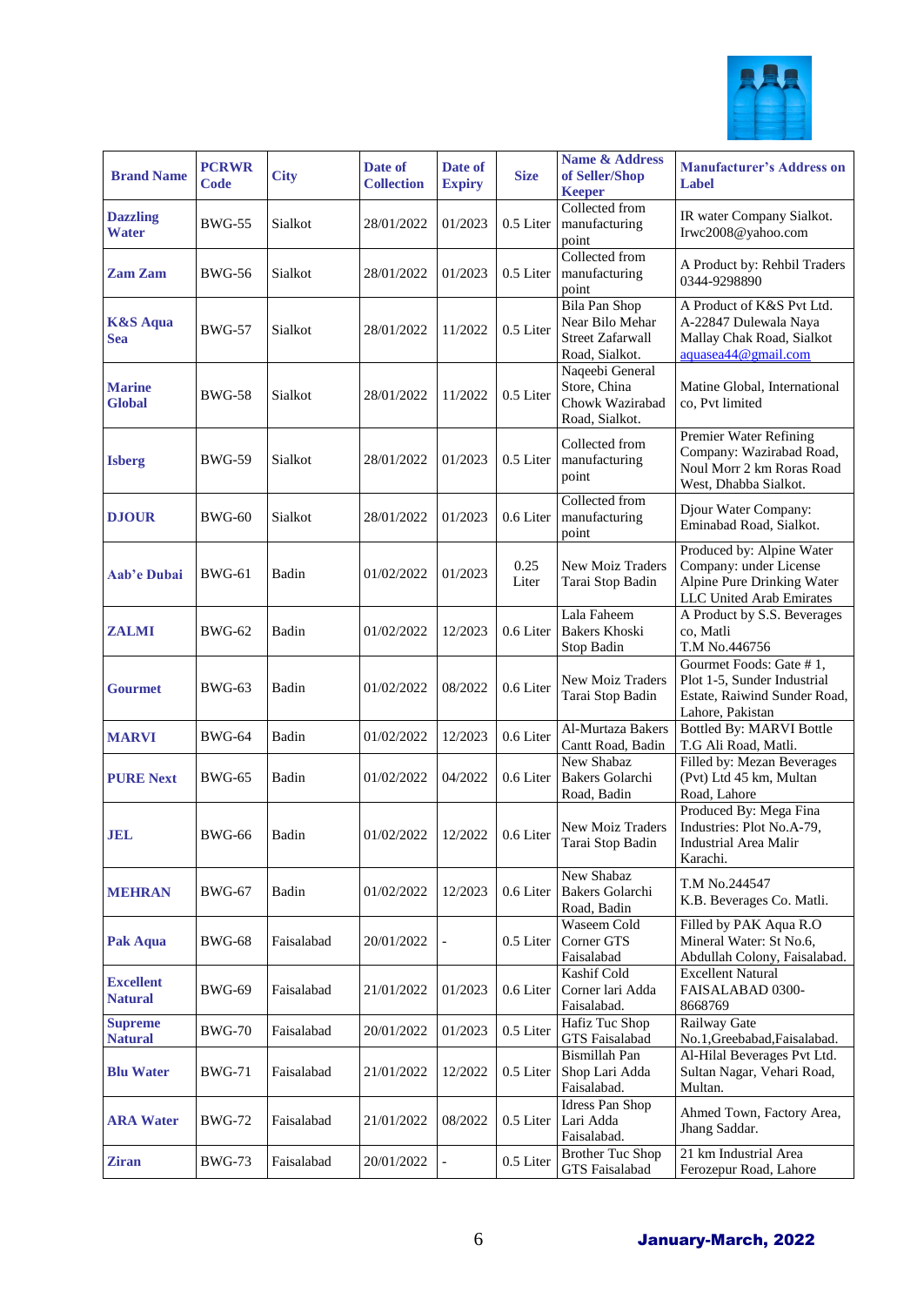| Brand Name | PCRWR Code | City | Date of Collection | Date of Expiry | Size | Name & Address of Seller/Shop Keeper | Manufacturer's Address on Label |
|---|---|---|---|---|---|---|---|
| **Dazzling Water** | BWG-55 | Sialkot | 28/01/2022 | 01/2023 | 0.5 Liter | Collected from manufacturing point | IR water Company Sialkot. Irwc2008@yahoo.com |
| **Zam Zam** | BWG-56 | Sialkot | 28/01/2022 | 01/2023 | 0.5 Liter | Collected from manufacturing point | A Product by: Rehbil Traders 0344-9298890 |
| **K&S Aqua Sea** | BWG-57 | Sialkot | 28/01/2022 | 11/2022 | 0.5 Liter | Bila Pan Shop Near Bilo Mehar Street Zafarwall Road, Sialkot. | A Product of K&S Pvt Ltd. A-22847 Dulewala Naya Mallay Chak Road, Sialkot aquasea44@gmail.com |
| **Marine Global** | BWG-58 | Sialkot | 28/01/2022 | 11/2022 | 0.5 Liter | Naqeebi General Store, China Chowk Wazirabad Road, Sialkot. | Matine Global, International co, Pvt limited |
| **Isberg** | BWG-59 | Sialkot | 28/01/2022 | 01/2023 | 0.5 Liter | Collected from manufacturing point | Premier Water Refining Company: Wazirabad Road, Noul Morr 2 km Roras Road West, Dhabba Sialkot. |
| **DJOUR** | BWG-60 | Sialkot | 28/01/2022 | 01/2023 | 0.6 Liter | Collected from manufacturing point | Djour Water Company: Eminabad Road, Sialkot. |
| **Aab'e Dubai** | BWG-61 | Badin | 01/02/2022 | 01/2023 | 0.25 Liter | New Moiz Traders Tarai Stop Badin | Produced by: Alpine Water Company: under License Alpine Pure Drinking Water LLC United Arab Emirates |
| **ZALMI** | BWG-62 | Badin | 01/02/2022 | 12/2023 | 0.6 Liter | Lala Faheem Bakers Khoski Stop Badin | A Product by S.S. Beverages co, Matli T.M No.446756 |
| **Gourmet** | BWG-63 | Badin | 01/02/2022 | 08/2022 | 0.6 Liter | New Moiz Traders Tarai Stop Badin | Gourmet Foods: Gate # 1, Plot 1-5, Sunder Industrial Estate, Raiwind Sunder Road, Lahore, Pakistan |
| **MARVI** | BWG-64 | Badin | 01/02/2022 | 12/2023 | 0.6 Liter | Al-Murtaza Bakers Cantt Road, Badin | Bottled By: MARVI Bottle T.G Ali Road, Matli. |
| **PURE Next** | BWG-65 | Badin | 01/02/2022 | 04/2022 | 0.6 Liter | New Shabaz Bakers Golarchi Road, Badin | Filled by: Mezan Beverages (Pvt) Ltd 45 km, Multan Road, Lahore |
| **JEL** | BWG-66 | Badin | 01/02/2022 | 12/2022 | 0.6 Liter | New Moiz Traders Tarai Stop Badin | Produced By: Mega Fina Industries: Plot No.A-79, Industrial Area Malir Karachi. |
| **MEHRAN** | BWG-67 | Badin | 01/02/2022 | 12/2023 | 0.6 Liter | New Shabaz Bakers Golarchi Road, Badin | T.M No.244547 K.B. Beverages Co. Matli. |
| **Pak Aqua** | BWG-68 | Faisalabad | 20/01/2022 | - | 0.5 Liter | Waseem Cold Corner GTS Faisalabad | Filled by PAK Aqua R.O Mineral Water: St No.6, Abdullah Colony, Faisalabad. |
| **Excellent Natural** | BWG-69 | Faisalabad | 21/01/2022 | 01/2023 | 0.6 Liter | Kashif Cold Corner lari Adda Faisalabad. | Excellent Natural FAISALABAD 0300-8668769 |
| **Supreme Natural** | BWG-70 | Faisalabad | 20/01/2022 | 01/2023 | 0.5 Liter | Hafiz Tuc Shop GTS Faisalabad | Railway Gate No.1,Greebabad,Faisalabad. |
| **Blu Water** | BWG-71 | Faisalabad | 21/01/2022 | 12/2022 | 0.5 Liter | Bismillah Pan Shop Lari Adda Faisalabad. | Al-Hilal Beverages Pvt Ltd. Sultan Nagar, Vehari Road, Multan. |
| **ARA Water** | BWG-72 | Faisalabad | 21/01/2022 | 08/2022 | 0.5 Liter | Idress Pan Shop Lari Adda Faisalabad. | Ahmed Town, Factory Area, Jhang Saddar. |
| **Ziran** | BWG-73 | Faisalabad | 20/01/2022 | - | 0.5 Liter | Brother Tuc Shop GTS Faisalabad | 21 km Industrial Area Ferozepur Road, Lahore |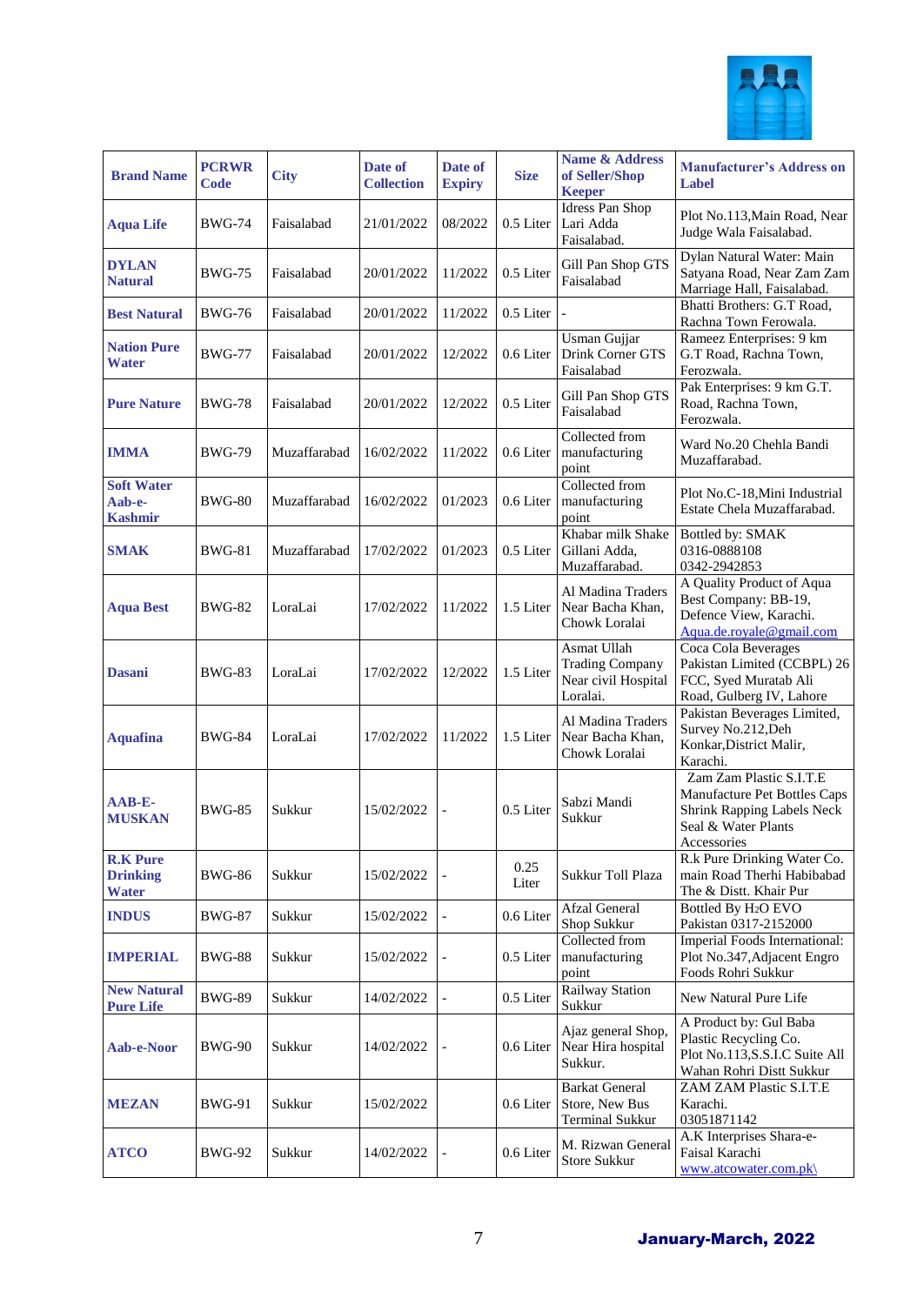| Brand Name | PCRWR Code | City | Date of Collection | Date of Expiry | Size | Name & Address of Seller/Shop Keeper | Manufacturer's Address on Label |
|---|---|---|---|---|---|---|---|
| Aqua Life | BWG-74 | Faisalabad | 21/01/2022 | 08/2022 | 0.5 Liter | Idress Pan Shop Lari Adda Faisalabad. | Plot No.113,Main Road, Near Judge Wala Faisalabad. |
| DYLAN Natural | BWG-75 | Faisalabad | 20/01/2022 | 11/2022 | 0.5 Liter | Gill Pan Shop GTS Faisalabad | Dylan Natural Water: Main Satyana Road, Near Zam Zam Marriage Hall, Faisalabad. |
| Best Natural | BWG-76 | Faisalabad | 20/01/2022 | 11/2022 | 0.5 Liter | - | Bhatti Brothers: G.T Road, Rachna Town Ferowala. |
| Nation Pure Water | BWG-77 | Faisalabad | 20/01/2022 | 12/2022 | 0.6 Liter | Usman Gujjar Drink Corner GTS Faisalabad | Rameez Enterprises: 9 km G.T Road, Rachna Town, Ferozwala. |
| Pure Nature | BWG-78 | Faisalabad | 20/01/2022 | 12/2022 | 0.5 Liter | Gill Pan Shop GTS Faisalabad | Pak Enterprises: 9 km G.T. Road, Rachna Town, Ferozwala. |
| IMMA | BWG-79 | Muzaffarabad | 16/02/2022 | 11/2022 | 0.6 Liter | Collected from manufacturing point | Ward No.20 Chehla Bandi Muzaffarabad. |
| Soft Water Aab-e-Kashmir | BWG-80 | Muzaffarabad | 16/02/2022 | 01/2023 | 0.6 Liter | Collected from manufacturing point | Plot No.C-18,Mini Industrial Estate Chela Muzaffarabad. |
| SMAK | BWG-81 | Muzaffarabad | 17/02/2022 | 01/2023 | 0.5 Liter | Khabar milk Shake Gillani Adda, Muzaffarabad. | Bottled by: SMAK 0316-0888108 0342-2942853 |
| Aqua Best | BWG-82 | LoraLai | 17/02/2022 | 11/2022 | 1.5 Liter | Al Madina Traders Near Bacha Khan, Chowk Loralai | A Quality Product of Aqua Best Company: BB-19, Defence View, Karachi. Aqua.de.royale@gmail.com |
| Dasani | BWG-83 | LoraLai | 17/02/2022 | 12/2022 | 1.5 Liter | Asmat Ullah Trading Company Near civil Hospital Loralai. | Coca Cola Beverages Pakistan Limited (CCBPL) 26 FCC, Syed Muratab Ali Road, Gulberg IV, Lahore |
| Aquafina | BWG-84 | LoraLai | 17/02/2022 | 11/2022 | 1.5 Liter | Al Madina Traders Near Bacha Khan, Chowk Loralai | Pakistan Beverages Limited, Survey No.212,Deh Konkar,District Malir, Karachi. |
| AAB-E-MUSKAN | BWG-85 | Sukkur | 15/02/2022 | - | 0.5 Liter | Sabzi Mandi Sukkur | Zam Zam Plastic S.I.T.E Manufacture Pet Bottles Caps Shrink Rapping Labels Neck Seal & Water Plants Accessories |
| R.K Pure Drinking Water | BWG-86 | Sukkur | 15/02/2022 | - | 0.25 Liter | Sukkur Toll Plaza | R.k Pure Drinking Water Co. main Road Therhi Habibabad The & Distt. Khair Pur |
| INDUS | BWG-87 | Sukkur | 15/02/2022 | - | 0.6 Liter | Afzal General Shop Sukkur | Bottled By $H_2O$ EVO Pakistan 0317-2152000 |
| IMPERIAL | BWG-88 | Sukkur | 15/02/2022 | - | 0.5 Liter | Collected from manufacturing point | Imperial Foods International: Plot No.347,Adjacent Engro Foods Rohri Sukkur |
| New Natural Pure Life | BWG-89 | Sukkur | 14/02/2022 | - | 0.5 Liter | Railway Station Sukkur | New Natural Pure Life |
| Aab-e-Noor | BWG-90 | Sukkur | 14/02/2022 | - | 0.6 Liter | Ajaz general Shop, Near Hira hospital Sukkur. | A Product by: Gul Baba Plastic Recycling Co. Plot No.113,S.S.I.C Suite All Wahan Rohri Distt Sukkur |
| MEZAN | BWG-91 | Sukkur | 15/02/2022 | | 0.6 Liter | Barkat General Store, New Bus Terminal Sukkur | ZAM ZAM Plastic S.I.T.E Karachi. 03051871142 |
| ATCO | BWG-92 | Sukkur | 14/02/2022 | - | 0.6 Liter | M. Rizwan General Store Sukkur | A.K Interprises Shara-e-Faisal Karachi www.atcowater.com.pk\ |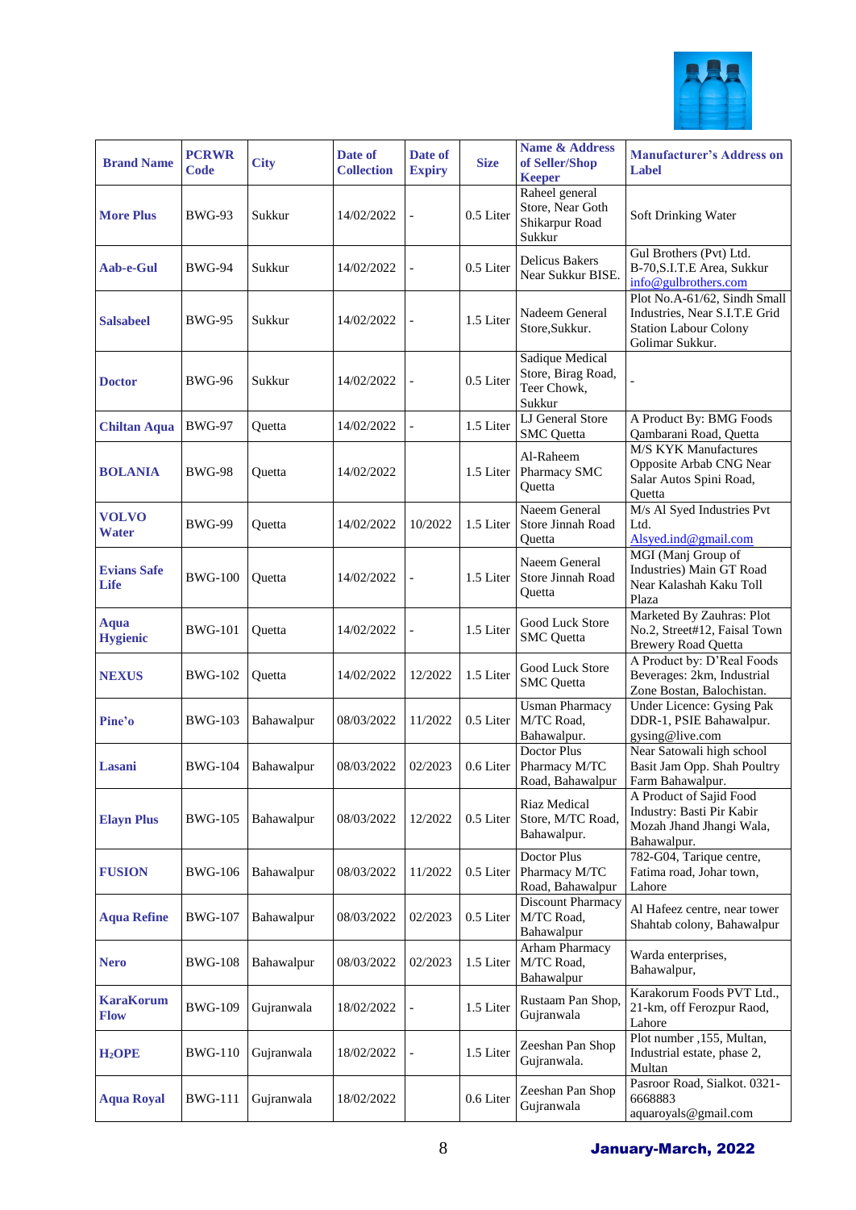| Brand Name | PCRWR Code | City | Date of Collection | Date of Expiry | Size | Name & Address of Seller/Shop Keeper | Manufacturer's Address on Label |
|---|---|---|---|---|---|---|---|
| **More Plus** | BWG-93 | Sukkur | 14/02/2022 | - | 0.5 Liter | Raheel general Store, Near Goth Shikarpur Road Sukkur | Soft Drinking Water |
| **Aab-e-Gul** | BWG-94 | Sukkur | 14/02/2022 | - | 0.5 Liter | Delicus Bakers Near Sukkur BISE. | Gul Brothers (Pvt) Ltd. B-70,S.I.T.E Area, Sukkur info@gulbrothers.com |
| **Salsabeel** | BWG-95 | Sukkur | 14/02/2022 | - | 1.5 Liter | Nadeem General Store,Sukkur. | Plot No.A-61/62, Sindh Small Industries, Near S.I.T.E Grid Station Labour Colony Golimar Sukkur. |
| **Doctor** | BWG-96 | Sukkur | 14/02/2022 | - | 0.5 Liter | Sadique Medical Store, Birag Road, Teer Chowk, Sukkur | - |
| **Chiltan Aqua** | BWG-97 | Quetta | 14/02/2022 | - | 1.5 Liter | LJ General Store SMC Quetta | A Product By: BMG Foods Qambarani Road, Quetta |
| **BOLANIA** | BWG-98 | Quetta | 14/02/2022 | | 1.5 Liter | Al-Raheem Pharmacy SMC Quetta | M/S KYK Manufactures Opposite Arbab CNG Near Salar Autos Spini Road, Quetta |
| **VOLVO Water** | BWG-99 | Quetta | 14/02/2022 | 10/2022 | 1.5 Liter | Naeem General Store Jinnah Road Quetta | M/s Al Syed Industries Pvt Ltd. Alsyed.ind@gmail.com |
| **Evians Safe Life** | BWG-100 | Quetta | 14/02/2022 | - | 1.5 Liter | Naeem General Store Jinnah Road Quetta | MGI (Manj Group of Industries) Main GT Road Near Kalashah Kaku Toll Plaza |
| **Aqua Hygienic** | BWG-101 | Quetta | 14/02/2022 | - | 1.5 Liter | Good Luck Store SMC Quetta | Marketed By Zauhras: Plot No.2, Street#12, Faisal Town Brewery Road Quetta |
| **NEXUS** | BWG-102 | Quetta | 14/02/2022 | 12/2022 | 1.5 Liter | Good Luck Store SMC Quetta | A Product by: D'Real Foods Beverages: 2km, Industrial Zone Bostan, Balochistan. |
| **Pine'o** | BWG-103 | Bahawalpur | 08/03/2022 | 11/2022 | 0.5 Liter | Usman Pharmacy M/TC Road, Bahawalpur. | Under Licence: Gysing Pak DDR-1, PSIE Bahawalpur. gysing@live.com |
| **Lasani** | BWG-104 | Bahawalpur | 08/03/2022 | 02/2023 | 0.6 Liter | Doctor Plus Pharmacy M/TC Road, Bahawalpur | Near Satowali high school Basit Jam Opp. Shah Poultry Farm Bahawalpur. |
| **Elayn Plus** | BWG-105 | Bahawalpur | 08/03/2022 | 12/2022 | 0.5 Liter | Riaz Medical Store, M/TC Road, Bahawalpur. | A Product of Sajid Food Industry: Basti Pir Kabir Mozah Jhand Jhangi Wala, Bahawalpur. |
| **FUSION** | BWG-106 | Bahawalpur | 08/03/2022 | 11/2022 | 0.5 Liter | Doctor Plus Pharmacy M/TC Road, Bahawalpur | 782-G04, Tarique centre, Fatima road, Johar town, Lahore |
| **Aqua Refine** | BWG-107 | Bahawalpur | 08/03/2022 | 02/2023 | 0.5 Liter | Discount Pharmacy M/TC Road, Bahawalpur | Al Hafeez centre, near tower Shahtab colony, Bahawalpur |
| **Nero** | BWG-108 | Bahawalpur | 08/03/2022 | 02/2023 | 1.5 Liter | Arham Pharmacy M/TC Road, Bahawalpur | Warda enterprises, Bahawalpur, |
| **KaraKorum Flow** | BWG-109 | Gujranwala | 18/02/2022 | - | 1.5 Liter | Rustaam Pan Shop, Gujranwala | Karakorum Foods PVT Ltd., 21-km, off Ferozpur Raod, Lahore |
| **$H_2$OPE** | BWG-110 | Gujranwala | 18/02/2022 | - | 1.5 Liter | Zeeshan Pan Shop Gujranwala. | Plot number ,155, Multan, Industrial estate, phase 2, Multan |
| **Aqua Royal** | BWG-111 | Gujranwala | 18/02/2022 | | 0.6 Liter | Zeeshan Pan Shop Gujranwala | Pasroor Road, Sialkot. 0321-6668883 aquaroyals@gmail.com |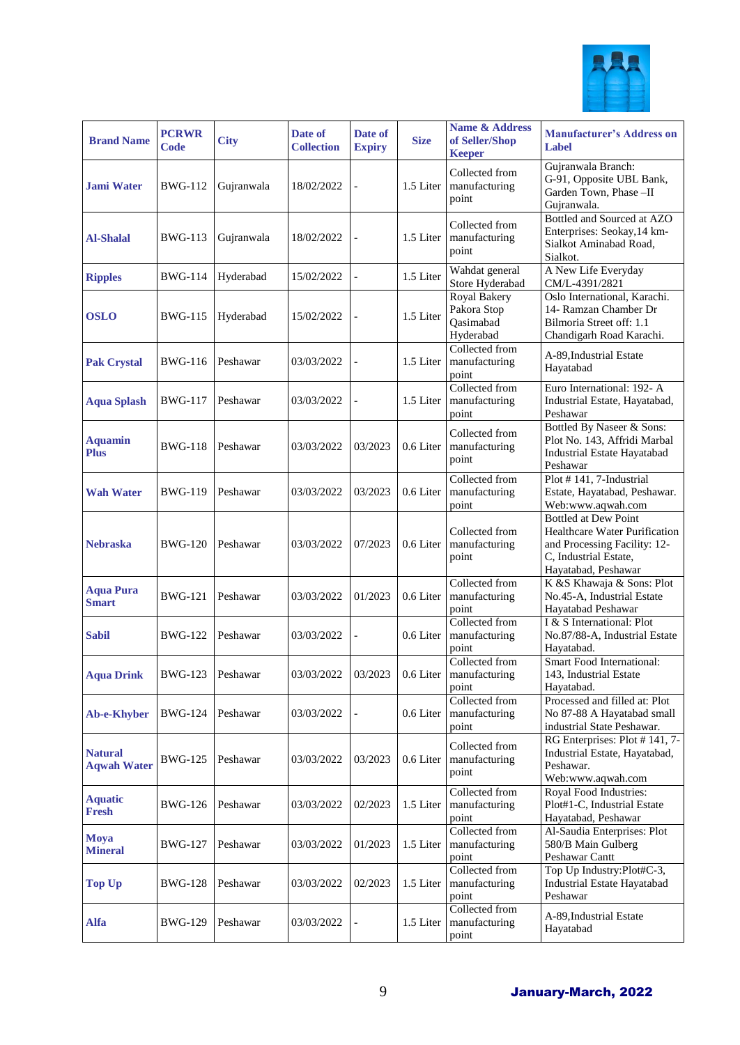| Brand Name | PCRWR Code | City | Date of Collection | Date of Expiry | Size | Name & Address of Seller/Shop Keeper | Manufacturer's Address on Label |
|---|---|---|---|---|---|---|---|
| **Jami Water** | BWG-112 | Gujranwala | 18/02/2022 | - | 1.5 Liter | Collected from manufacturing point | Gujranwala Branch: G-91, Opposite UBL Bank, Garden Town, Phase –II Gujranwala. |
| **Al-Shalal** | BWG-113 | Gujranwala | 18/02/2022 | - | 1.5 Liter | Collected from manufacturing point | Bottled and Sourced at AZO Enterprises: Seokay,14 km-Sialkot Aminabad Road, Sialkot. |
| **Ripples** | BWG-114 | Hyderabad | 15/02/2022 | - | 1.5 Liter | Wahdat general Store Hyderabad | A New Life Everyday CM/L-4391/2821 |
| **OSLO** | BWG-115 | Hyderabad | 15/02/2022 | - | 1.5 Liter | Royal Bakery Pakora Stop Qasimabad Hyderabad | Oslo International, Karachi. 14- Ramzan Chamber Dr Bilmoria Street off: 1.1 Chandigarh Road Karachi. |
| **Pak Crystal** | BWG-116 | Peshawar | 03/03/2022 | - | 1.5 Liter | Collected from manufacturing point | A-89,Industrial Estate Hayatabad |
| **Aqua Splash** | BWG-117 | Peshawar | 03/03/2022 | - | 1.5 Liter | Collected from manufacturing point | Euro International: 192- A Industrial Estate, Hayatabad, Peshawar |
| **Aquamin Plus** | BWG-118 | Peshawar | 03/03/2022 | 03/2023 | 0.6 Liter | Collected from manufacturing point | Bottled By Naseer & Sons: Plot No. 143, Affridi Marbal Industrial Estate Hayatabad Peshawar |
| **Wah Water** | BWG-119 | Peshawar | 03/03/2022 | 03/2023 | 0.6 Liter | Collected from manufacturing point | Plot # 141, 7-Industrial Estate, Hayatabad, Peshawar. Web:www.aqwah.com |
| **Nebraska** | BWG-120 | Peshawar | 03/03/2022 | 07/2023 | 0.6 Liter | Collected from manufacturing point | Bottled at Dew Point Healthcare Water Purification and Processing Facility: 12-C, Industrial Estate, Hayatabad, Peshawar |
| **Aqua Pura Smart** | BWG-121 | Peshawar | 03/03/2022 | 01/2023 | 0.6 Liter | Collected from manufacturing point | K &S Khawaja & Sons: Plot No.45-A, Industrial Estate Hayatabad Peshawar |
| **Sabil** | BWG-122 | Peshawar | 03/03/2022 | - | 0.6 Liter | Collected from manufacturing point | I & S International: Plot No.87/88-A, Industrial Estate Hayatabad. |
| **Aqua Drink** | BWG-123 | Peshawar | 03/03/2022 | 03/2023 | 0.6 Liter | Collected from manufacturing point | Smart Food International: 143, Industrial Estate Hayatabad. |
| **Ab-e-Khyber** | BWG-124 | Peshawar | 03/03/2022 | - | 0.6 Liter | Collected from manufacturing point | Processed and filled at: Plot No 87-88 A Hayatabad small industrial State Peshawar. |
| **Natural Aqwah Water** | BWG-125 | Peshawar | 03/03/2022 | 03/2023 | 0.6 Liter | Collected from manufacturing point | RG Enterprises: Plot # 141, 7-Industrial Estate, Hayatabad, Peshawar. Web:www.aqwah.com |
| **Aquatic Fresh** | BWG-126 | Peshawar | 03/03/2022 | 02/2023 | 1.5 Liter | Collected from manufacturing point | Royal Food Industries: Plot#1-C, Industrial Estate Hayatabad, Peshawar |
| **Moya Mineral** | BWG-127 | Peshawar | 03/03/2022 | 01/2023 | 1.5 Liter | Collected from manufacturing point | Al-Saudia Enterprises: Plot 580/B Main Gulberg Peshawar Cantt |
| **Top Up** | BWG-128 | Peshawar | 03/03/2022 | 02/2023 | 1.5 Liter | Collected from manufacturing point | Top Up Industry:Plot#C-3, Industrial Estate Hayatabad Peshawar |
| **Alfa** | BWG-129 | Peshawar | 03/03/2022 | - | 1.5 Liter | Collected from manufacturing point | A-89,Industrial Estate Hayatabad |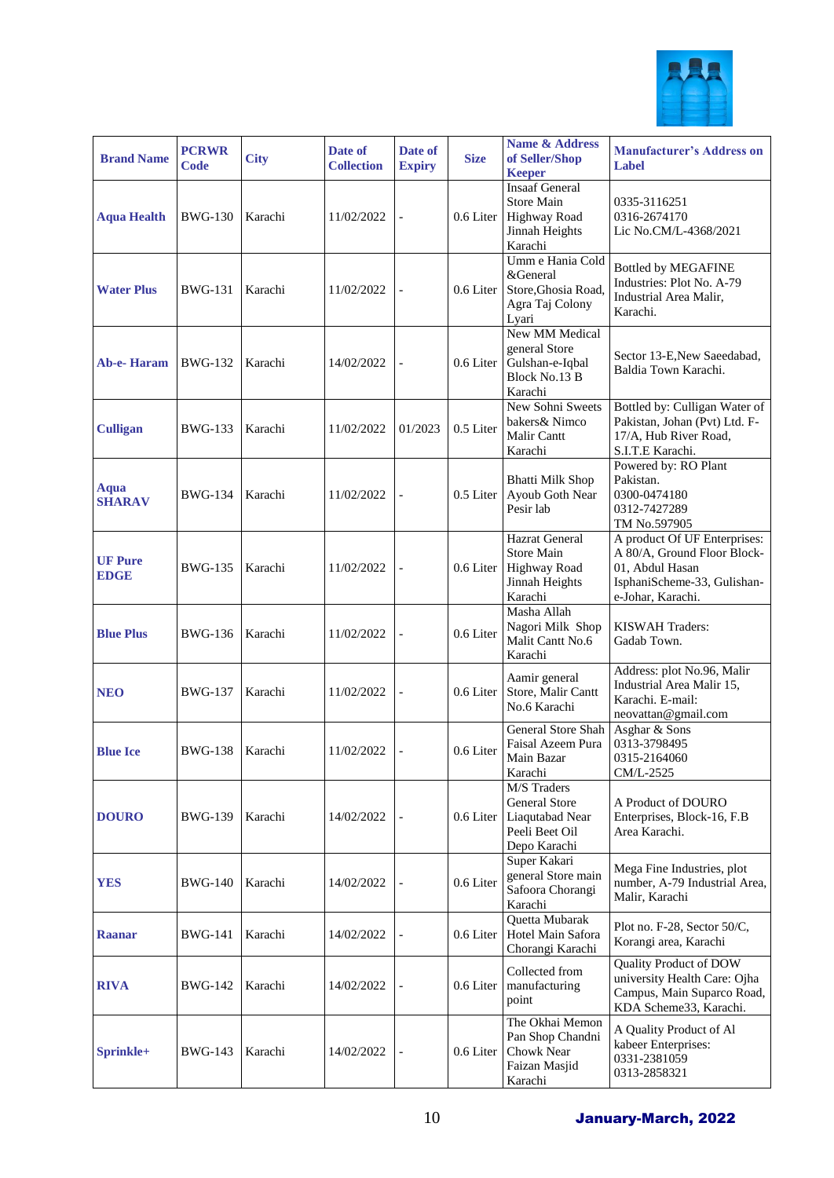| Brand Name | PCRWR Code | City | Date of Collection | Date of Expiry | Size | Name & Address of Seller/Shop Keeper | Manufacturer's Address on Label |
|---|---|---|---|---|---|---|---|
| **Aqua Health** | BWG-130 | Karachi | 11/02/2022 | - | 0.6 Liter | Insaaf General Store Main Highway Road Jinnah Heights Karachi | 0335-3116251 0316-2674170 Lic No.CM/L-4368/2021 |
| **Water Plus** | BWG-131 | Karachi | 11/02/2022 | - | 0.6 Liter | Umm e Hania Cold &General Store,Ghosia Road, Agra Taj Colony Lyari | Bottled by MEGAFINE Industries: Plot No. A-79 Industrial Area Malir, Karachi. |
| **Ab-e- Haram** | BWG-132 | Karachi | 14/02/2022 | - | 0.6 Liter | New MM Medical general Store Gulshan-e-Iqbal Block No.13 B Karachi | Sector 13-E,New Saeedabad, Baldia Town Karachi. |
| **Culligan** | BWG-133 | Karachi | 11/02/2022 | 01/2023 | 0.5 Liter | New Sohni Sweets bakers& Nimco Malir Cantt Karachi | Bottled by: Culligan Water of Pakistan, Johan (Pvt) Ltd. F-17/A, Hub River Road, S.I.T.E Karachi. |
| **Aqua SHARAV** | BWG-134 | Karachi | 11/02/2022 | - | 0.5 Liter | Bhatti Milk Shop Ayoub Goth Near Pesir lab | Powered by: RO Plant Pakistan. 0300-0474180 0312-7427289 TM No.597905 |
| **UF Pure EDGE** | BWG-135 | Karachi | 11/02/2022 | - | 0.6 Liter | Hazrat General Store Main Highway Road Jinnah Heights Karachi | A product Of UF Enterprises: A 80/A, Ground Floor Block-01, Abdul Hasan IsphaniScheme-33, Gulishan-e-Johar, Karachi. |
| **Blue Plus** | BWG-136 | Karachi | 11/02/2022 | - | 0.6 Liter | Masha Allah Nagori Milk Shop Malit Cantt No.6 Karachi | KISWAH Traders: Gadab Town. |
| **NEO** | BWG-137 | Karachi | 11/02/2022 | - | 0.6 Liter | Aamir general Store, Malir Cantt No.6 Karachi | Address: plot No.96, Malir Industrial Area Malir 15, Karachi. E-mail: neovattan@gmail.com |
| **Blue Ice** | BWG-138 | Karachi | 11/02/2022 | - | 0.6 Liter | General Store Shah Faisal Azeem Pura Main Bazar Karachi | Asghar & Sons 0313-3798495 0315-2164060 CM/L-2525 |
| **DOURO** | BWG-139 | Karachi | 14/02/2022 | - | 0.6 Liter | M/S Traders General Store Liaqutabad Near Peeli Beet Oil Depo Karachi | A Product of DOURO Enterprises, Block-16, F.B Area Karachi. |
| **YES** | BWG-140 | Karachi | 14/02/2022 | - | 0.6 Liter | Super Kakari general Store main Safoora Chorangi Karachi | Mega Fine Industries, plot number, A-79 Industrial Area, Malir, Karachi |
| **Raanar** | BWG-141 | Karachi | 14/02/2022 | - | 0.6 Liter | Quetta Mubarak Hotel Main Safora Chorangi Karachi | Plot no. F-28, Sector 50/C, Korangi area, Karachi |
| **RIVA** | BWG-142 | Karachi | 14/02/2022 | - | 0.6 Liter | Collected from manufacturing point | Quality Product of DOW university Health Care: Ojha Campus, Main Suparco Road, KDA Scheme33, Karachi. |
| **Sprinkle+** | BWG-143 | Karachi | 14/02/2022 | - | 0.6 Liter | The Okhai Memon Pan Shop Chandni Chowk Near Faizan Masjid Karachi | A Quality Product of Al kabeer Enterprises: 0331-2381059 0313-2858321 |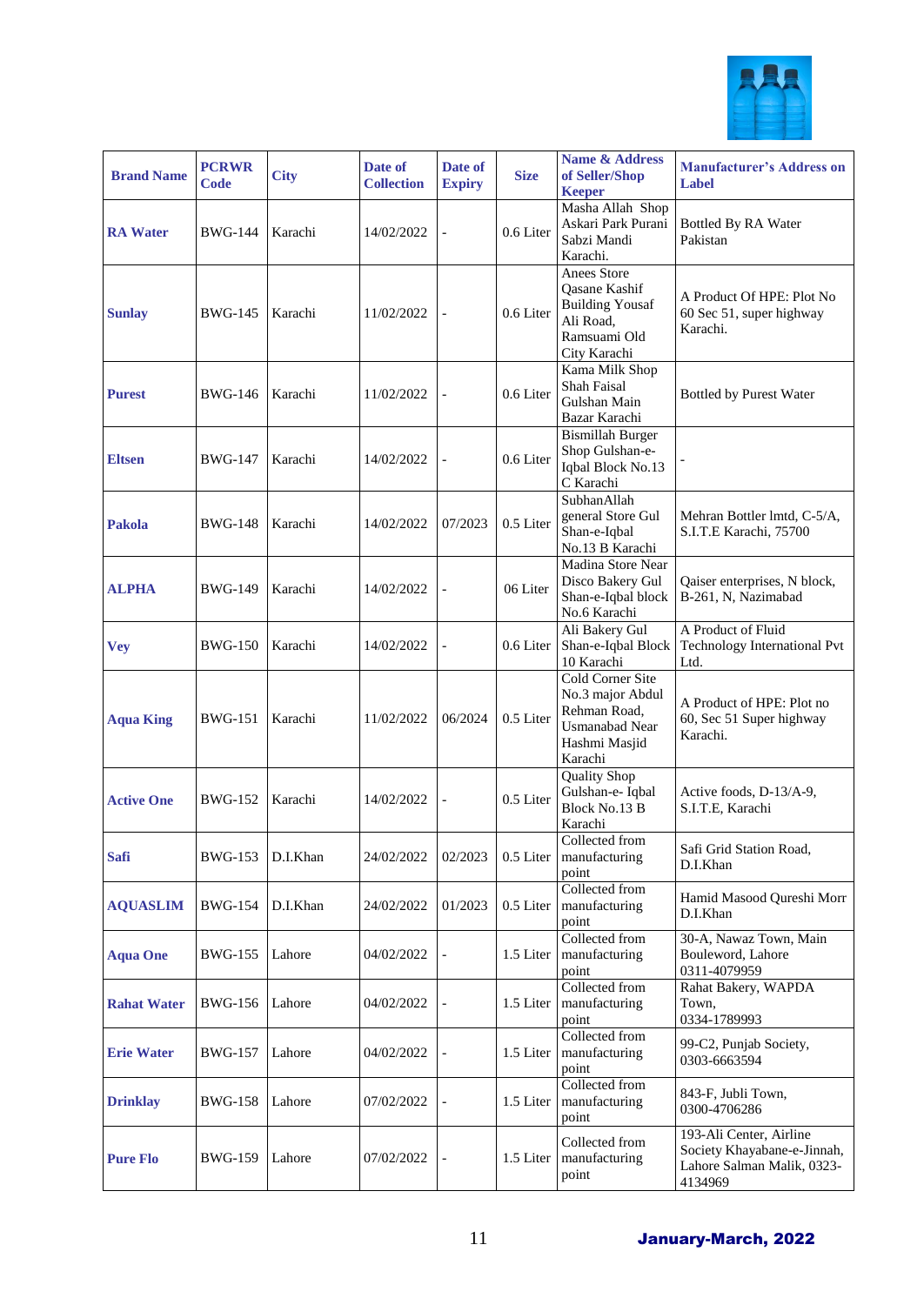| Brand Name | PCRWR Code | City | Date of Collection | Date of Expiry | Size | Name & Address of Seller/Shop Keeper | Manufacturer's Address on Label |
|---|---|---|---|---|---|---|---|
| **RA Water** | BWG-144 | Karachi | 14/02/2022 | - | 0.6 Liter | Masha Allah Shop Askari Park Purani Sabzi Mandi Karachi. | Bottled By RA Water Pakistan |
| **Sunlay** | BWG-145 | Karachi | 11/02/2022 | - | 0.6 Liter | Anees Store Qasane Kashif Building Yousaf Ali Road, Ramsuami Old City Karachi | A Product Of HPE: Plot No 60 Sec 51, super highway Karachi. |
| **Purest** | BWG-146 | Karachi | 11/02/2022 | - | 0.6 Liter | Kama Milk Shop Shah Faisal Gulshan Main Bazar Karachi | Bottled by Purest Water |
| **Eltsen** | BWG-147 | Karachi | 14/02/2022 | - | 0.6 Liter | Bismillah Burger Shop Gulshan-e-Iqbal Block No.13 C Karachi | - |
| **Pakola** | BWG-148 | Karachi | 14/02/2022 | 07/2023 | 0.5 Liter | SubhanAllah general Store Gul Shan-e-Iqbal No.13 B Karachi | Mehran Bottler lmtd, C-5/A, S.I.T.E Karachi, 75700 |
| **ALPHA** | BWG-149 | Karachi | 14/02/2022 | - | 06 Liter | Madina Store Near Disco Bakery Gul Shan-e-Iqbal block No.6 Karachi | Qaiser enterprises, N block, B-261, N, Nazimabad |
| **Vey** | BWG-150 | Karachi | 14/02/2022 | - | 0.6 Liter | Ali Bakery Gul Shan-e-Iqbal Block 10 Karachi | A Product of Fluid Technology International Pvt Ltd. |
| **Aqua King** | BWG-151 | Karachi | 11/02/2022 | 06/2024 | 0.5 Liter | Cold Corner Site No.3 major Abdul Rehman Road, Usmanabad Near Hashmi Masjid Karachi | A Product of HPE: Plot no 60, Sec 51 Super highway Karachi. |
| **Active One** | BWG-152 | Karachi | 14/02/2022 | - | 0.5 Liter | Quality Shop Gulshan-e- Iqbal Block No.13 B Karachi | Active foods, D-13/A-9, S.I.T.E, Karachi |
| **Safi** | BWG-153 | D.I.Khan | 24/02/2022 | 02/2023 | 0.5 Liter | Collected from manufacturing point | Safi Grid Station Road, D.I.Khan |
| **AQUASLIM** | BWG-154 | D.I.Khan | 24/02/2022 | 01/2023 | 0.5 Liter | Collected from manufacturing point | Hamid Masood Qureshi Morr D.I.Khan |
| **Aqua One** | BWG-155 | Lahore | 04/02/2022 | - | 1.5 Liter | Collected from manufacturing point | 30-A, Nawaz Town, Main Bouleword, Lahore 0311-4079959 |
| **Rahat Water** | BWG-156 | Lahore | 04/02/2022 | - | 1.5 Liter | Collected from manufacturing point | Rahat Bakery, WAPDA Town, 0334-1789993 |
| **Erie Water** | BWG-157 | Lahore | 04/02/2022 | - | 1.5 Liter | Collected from manufacturing point | 99-C2, Punjab Society, 0303-6663594 |
| **Drinklay** | BWG-158 | Lahore | 07/02/2022 | - | 1.5 Liter | Collected from manufacturing point | 843-F, Jubli Town, 0300-4706286 |
| **Pure Flo** | BWG-159 | Lahore | 07/02/2022 | - | 1.5 Liter | Collected from manufacturing point | 193-Ali Center, Airline Society Khayabane-e-Jinnah, Lahore Salman Malik, 0323-4134969 |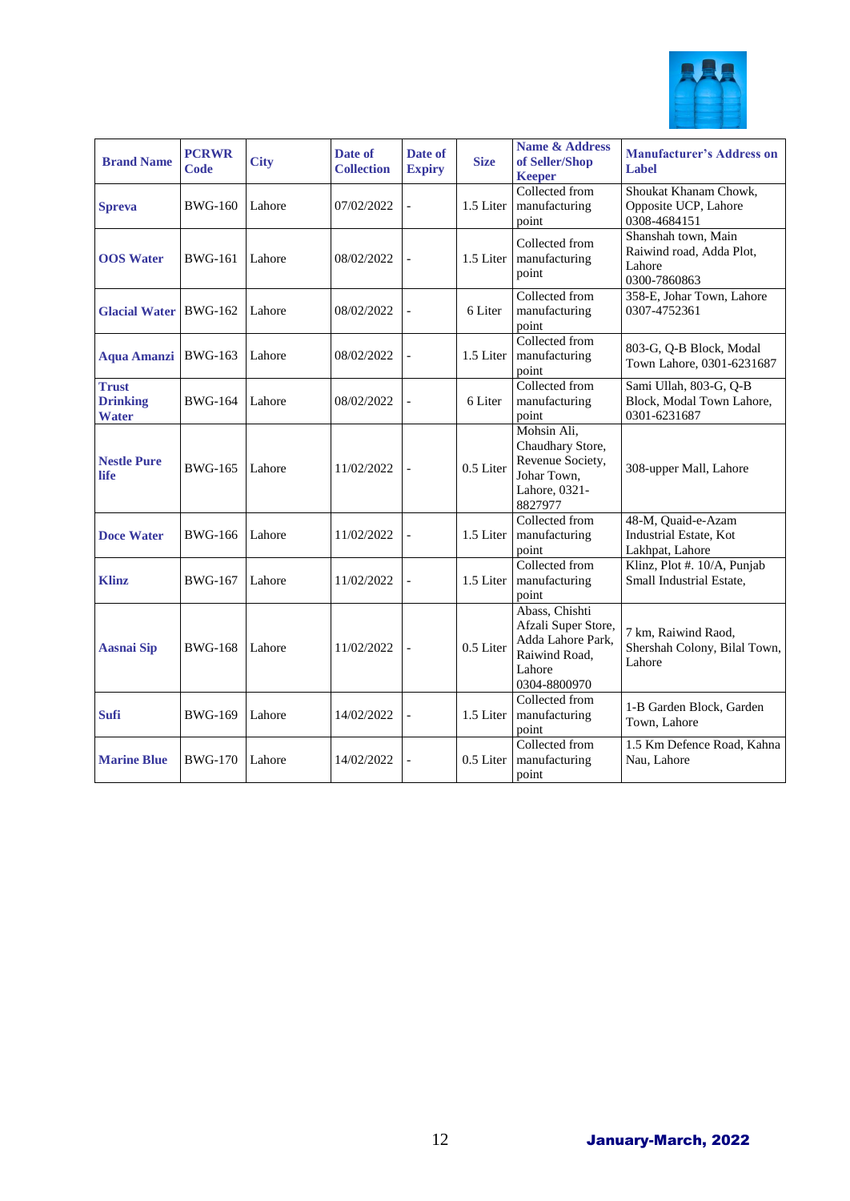| Brand Name | PCRWR Code | City | Date of Collection | Date of Expiry | Size | Name & Address of Seller/Shop Keeper | Manufacturer's Address on Label |
|---|---|---|---|---|---|---|---|
| **Spreva** | BWG-160 | Lahore | 07/02/2022 | - | 1.5 Liter | Collected from manufacturing point | Shoukat Khanam Chowk, Opposite UCP, Lahore 0308-4684151 |
| **OOS Water** | BWG-161 | Lahore | 08/02/2022 | - | 1.5 Liter | Collected from manufacturing point | Shanshah town, Main Raiwind road, Adda Plot, Lahore 0300-7860863 |
| **Glacial Water** | BWG-162 | Lahore | 08/02/2022 | - | 6 Liter | Collected from manufacturing point | 358-E, Johar Town, Lahore 0307-4752361 |
| **Aqua Amanzi** | BWG-163 | Lahore | 08/02/2022 | - | 1.5 Liter | Collected from manufacturing point | 803-G, Q-B Block, Modal Town Lahore, 0301-6231687 |
| **Trust Drinking Water** | BWG-164 | Lahore | 08/02/2022 | - | 6 Liter | Collected from manufacturing point | Sami Ullah, 803-G, Q-B Block, Modal Town Lahore, 0301-6231687 |
| **Nestle Pure life** | BWG-165 | Lahore | 11/02/2022 | - | 0.5 Liter | Mohsin Ali, Chaudhary Store, Revenue Society, Johar Town, Lahore, 0321-8827977 | 308-upper Mall, Lahore |
| **Doce Water** | BWG-166 | Lahore | 11/02/2022 | - | 1.5 Liter | Collected from manufacturing point | 48-M, Quaid-e-Azam Industrial Estate, Kot Lakhpat, Lahore |
| **Klinz** | BWG-167 | Lahore | 11/02/2022 | - | 1.5 Liter | Collected from manufacturing point | Klinz, Plot #. 10/A, Punjab Small Industrial Estate, |
| **Aasnai Sip** | BWG-168 | Lahore | 11/02/2022 | - | 0.5 Liter | Abass, Chishti Afzali Super Store, Adda Lahore Park, Raiwind Road, Lahore 0304-8800970 | 7 km, Raiwind Raod, Shershah Colony, Bilal Town, Lahore |
| **Sufi** | BWG-169 | Lahore | 14/02/2022 | - | 1.5 Liter | Collected from manufacturing point | 1-B Garden Block, Garden Town, Lahore |
| **Marine Blue** | BWG-170 | Lahore | 14/02/2022 | - | 0.5 Liter | Collected from manufacturing point | 1.5 Km Defence Road, Kahna Nau, Lahore |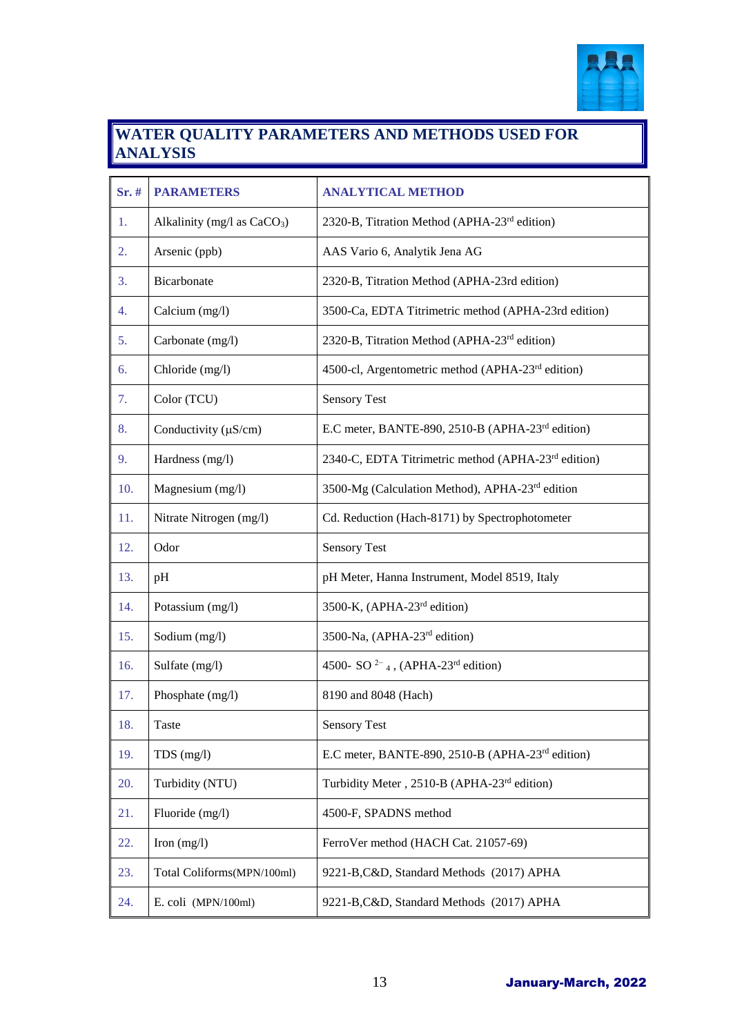## WATER QUALITY PARAMETERS AND METHODS USED FOR ANALYSIS

| Sr. # | PARAMETERS | ANALYTICAL METHOD |
|---|---|---|
| 1. | Alkalinity (mg/l as $CaCO_3$) | 2320-B, Titration Method (APHA-23rd edition) |
| 2. | Arsenic (ppb) | AAS Vario 6, Analytik Jena AG |
| 3. | Bicarbonate | 2320-B, Titration Method (APHA-23rd edition) |
| 4. | Calcium (mg/l) | 3500-Ca, EDTA Titrimetric method (APHA-23rd edition) |
| 5. | Carbonate (mg/l) | 2320-B, Titration Method (APHA-23rd edition) |
| 6. | Chloride (mg/l) | 4500-cl, Argentometric method (APHA-23rd edition) |
| 7. | Color (TCU) | Sensory Test |
| 8. | Conductivity (μS/cm) | E.C meter, BANTE-890, 2510-B (APHA-23rd edition) |
| 9. | Hardness (mg/l) | 2340-C, EDTA Titrimetric method (APHA-23rd edition) |
| 10. | Magnesium (mg/l) | 3500-Mg (Calculation Method), APHA-23rd edition |
| 11. | Nitrate Nitrogen (mg/l) | Cd. Reduction (Hach-8171) by Spectrophotometer |
| 12. | Odor | Sensory Test |
| 13. | pH | pH Meter, Hanna Instrument, Model 8519, Italy |
| 14. | Potassium (mg/l) | 3500-K, (APHA-23rd edition) |
| 15. | Sodium (mg/l) | 3500-Na, (APHA-23rd edition) |
| 16. | Sulfate (mg/l) | 4500- $SO_4^{2-}$, (APHA-23rd edition) |
| 17. | Phosphate (mg/l) | 8190 and 8048 (Hach) |
| 18. | Taste | Sensory Test |
| 19. | TDS (mg/l) | E.C meter, BANTE-890, 2510-B (APHA-23rd edition) |
| 20. | Turbidity (NTU) | Turbidity Meter , 2510-B (APHA-23rd edition) |
| 21. | Fluoride (mg/l) | 4500-F, SPADNS method |
| 22. | Iron (mg/l) | FerroVer method (HACH Cat. 21057-69) |
| 23. | Total Coliforms(MPN/100ml) | 9221-B,C&D, Standard Methods (2017) APHA |
| 24. | E. coli (MPN/100ml) | 9221-B,C&D, Standard Methods (2017) APHA |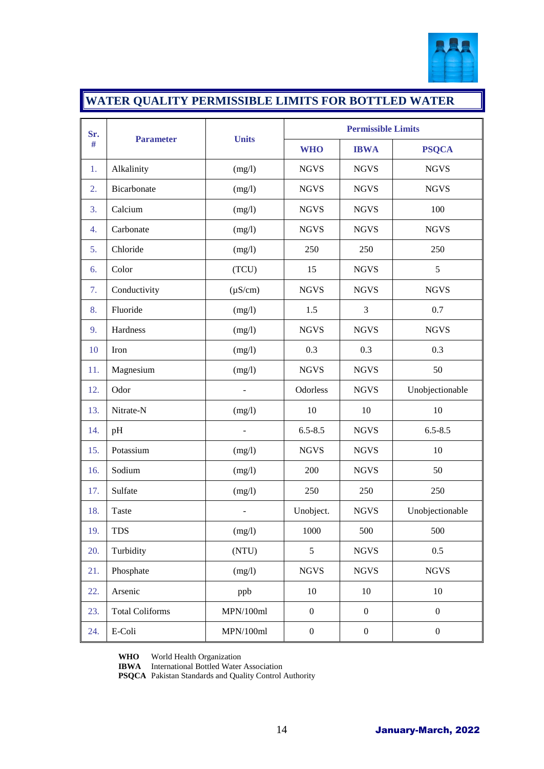# WATER QUALITY PERMISSIBLE LIMITS FOR BOTTLED WATER

| Sr. # | Parameter | Units | Permissible Limits | | |
|---|---|---|---|---|---|
| | | | WHO | IBWA | PSQCA |
| 1. | Alkalinity | (mg/l) | NGVS | NGVS | NGVS |
| 2. | Bicarbonate | (mg/l) | NGVS | NGVS | NGVS |
| 3. | Calcium | (mg/l) | NGVS | NGVS | 100 |
| 4. | Carbonate | (mg/l) | NGVS | NGVS | NGVS |
| 5. | Chloride | (mg/l) | 250 | 250 | 250 |
| 6. | Color | (TCU) | 15 | NGVS | 5 |
| 7. | Conductivity | (µS/cm) | NGVS | NGVS | NGVS |
| 8. | Fluoride | (mg/l) | 1.5 | 3 | 0.7 |
| 9. | Hardness | (mg/l) | NGVS | NGVS | NGVS |
| 10 | Iron | (mg/l) | 0.3 | 0.3 | 0.3 |
| 11. | Magnesium | (mg/l) | NGVS | NGVS | 50 |
| 12. | Odor | - | Odorless | NGVS | Unobjectionable |
| 13. | Nitrate-N | (mg/l) | 10 | 10 | 10 |
| 14. | pH | - | 6.5-8.5 | NGVS | 6.5-8.5 |
| 15. | Potassium | (mg/l) | NGVS | NGVS | 10 |
| 16. | Sodium | (mg/l) | 200 | NGVS | 50 |
| 17. | Sulfate | (mg/l) | 250 | 250 | 250 |
| 18. | Taste | - | Unobject. | NGVS | Unobjectionable |
| 19. | TDS | (mg/l) | 1000 | 500 | 500 |
| 20. | Turbidity | (NTU) | 5 | NGVS | 0.5 |
| 21. | Phosphate | (mg/l) | NGVS | NGVS | NGVS |
| 22. | Arsenic | ppb | 10 | 10 | 10 |
| 23. | Total Coliforms | MPN/100ml | 0 | 0 | 0 |
| 24. | E-Coli | MPN/100ml | 0 | 0 | 0 |

**WHO** World Health Organization
**IBWA** International Bottled Water Association
**PSQCA** Pakistan Standards and Quality Control Authority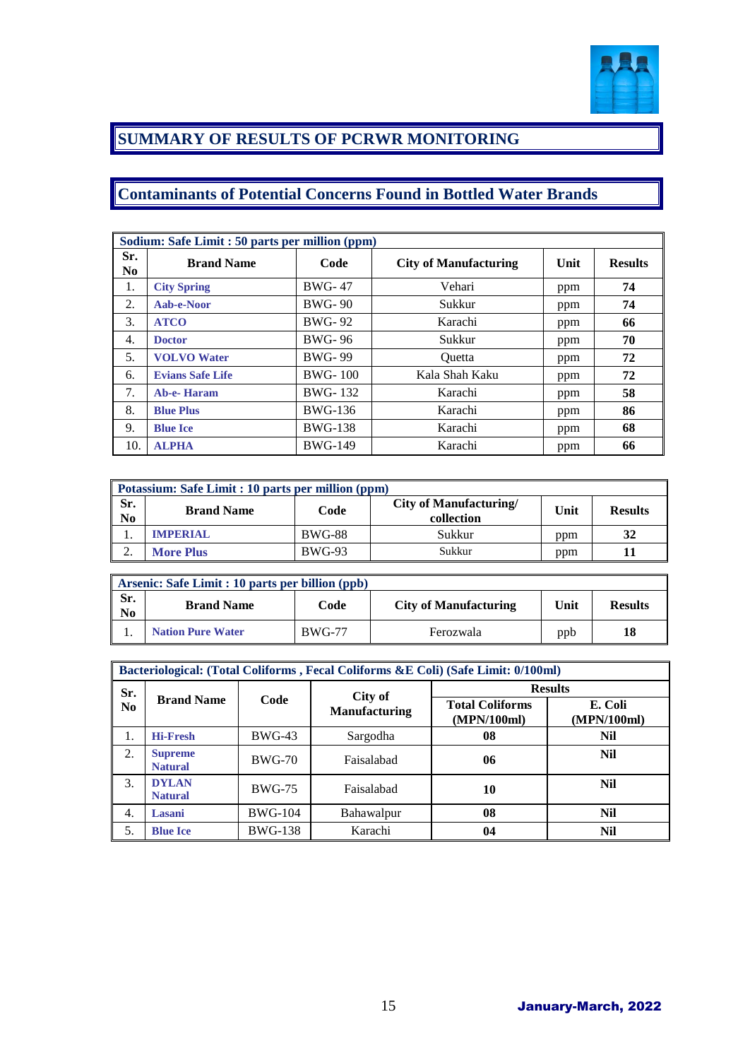## SUMMARY OF RESULTS OF PCRWR MONITORING

## Contaminants of Potential Concerns Found in Bottled Water Brands

| Sodium: Safe Limit : 50 parts per million (ppm) | | | | | |
|---|---|---|---|---|---|
| **Sr. No** | **Brand Name** | **Code** | **City of Manufacturing** | **Unit** | **Results** |
| 1. | **City Spring** | BWG- 47 | Vehari | ppm | **74** |
| 2. | **Aab-e-Noor** | BWG- 90 | Sukkur | ppm | **74** |
| 3. | **ATCO** | BWG- 92 | Karachi | ppm | **66** |
| 4. | **Doctor** | BWG- 96 | Sukkur | ppm | **70** |
| 5. | **VOLVO Water** | BWG- 99 | Quetta | ppm | **72** |
| 6. | **Evians Safe Life** | BWG- 100 | Kala Shah Kaku | ppm | **72** |
| 7. | **Ab-e- Haram** | BWG- 132 | Karachi | ppm | **58** |
| 8. | **Blue Plus** | BWG-136 | Karachi | ppm | **86** |
| 9. | **Blue Ice** | BWG-138 | Karachi | ppm | **68** |
| 10. | **ALPHA** | BWG-149 | Karachi | ppm | **66** |

| Potassium: Safe Limit : 10 parts per million (ppm) | | | | | |
|---|---|---|---|---|---|
| **Sr. No** | **Brand Name** | **Code** | **City of Manufacturing/ collection** | **Unit** | **Results** |
| 1. | **IMPERIAL** | BWG-88 | Sukkur | ppm | **32** |
| 2. | **More Plus** | BWG-93 | Sukkur | ppm | **11** |

| Arsenic: Safe Limit : 10 parts per billion (ppb) | | | | | |
|---|---|---|---|---|---|
| **Sr. No** | **Brand Name** | **Code** | **City of Manufacturing** | **Unit** | **Results** |
| 1. | **Nation Pure Water** | BWG-77 | Ferozwala | ppb | **18** |

| Bacteriological: (Total Coliforms , Fecal Coliforms &E Coli) (Safe Limit: 0/100ml) | | | | | |
|---|---|---|---|---|---|
| **Sr. No** | **Brand Name** | **Code** | **City of Manufacturing** | **Results** | |
| | | | | **Total Coliforms (MPN/100ml)** | **E. Coli (MPN/100ml)** |
| 1. | **Hi-Fresh** | BWG-43 | Sargodha | **08** | **Nil** |
| 2. | **Supreme Natural** | BWG-70 | Faisalabad | **06** | **Nil** |
| 3. | **DYLAN Natural** | BWG-75 | Faisalabad | **10** | **Nil** |
| 4. | **Lasani** | BWG-104 | Bahawalpur | **08** | **Nil** |
| 5. | **Blue Ice** | BWG-138 | Karachi | **04** | **Nil** |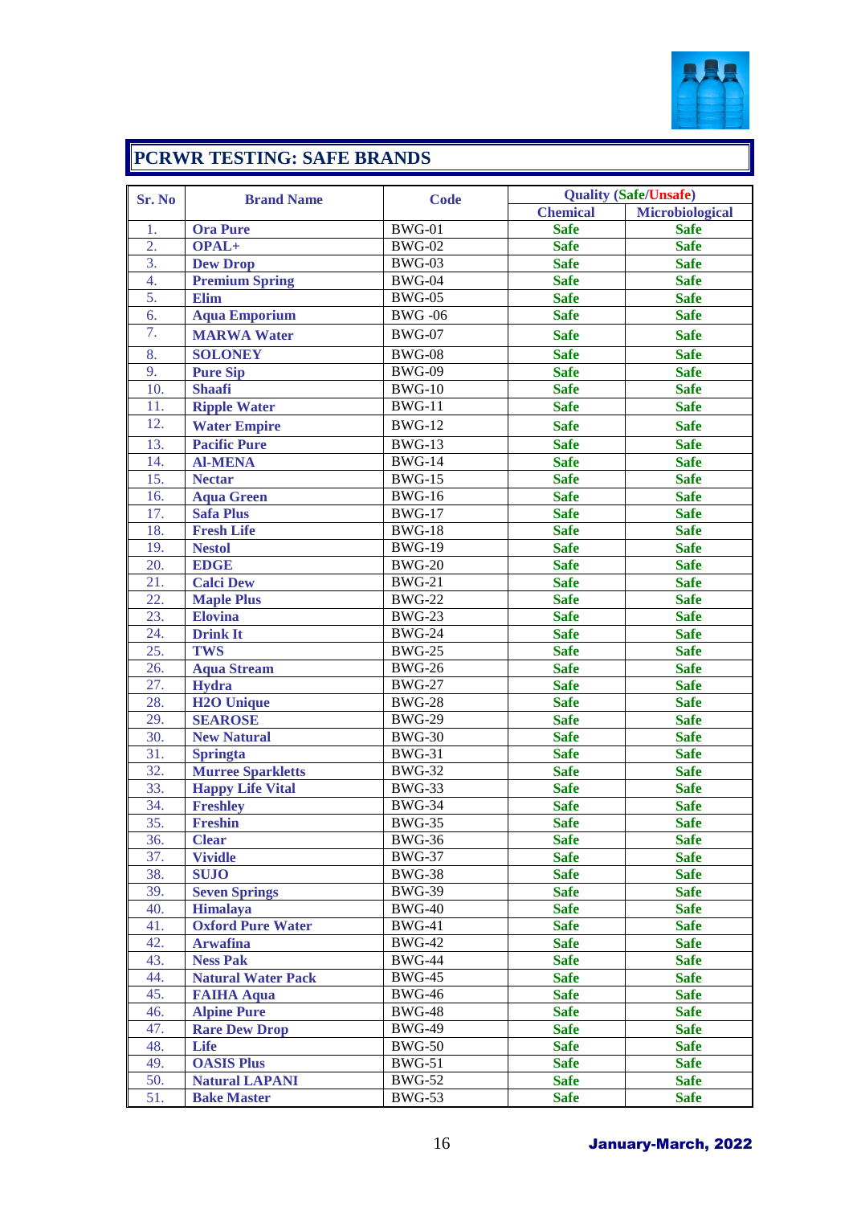## PCRWR TESTING: SAFE BRANDS

| Sr. No | Brand Name | Code | Quality (Safe/Unsafe) | |
|---|---|---|---|---|
| | | | Chemical | Microbiological |
| 1. | **Ora Pure** | BWG-01 | **Safe** | **Safe** |
| 2. | **OPAL+** | BWG-02 | **Safe** | **Safe** |
| 3. | **Dew Drop** | BWG-03 | **Safe** | **Safe** |
| 4. | **Premium Spring** | BWG-04 | **Safe** | **Safe** |
| 5. | **Elim** | BWG-05 | **Safe** | **Safe** |
| 6. | **Aqua Emporium** | BWG -06 | **Safe** | **Safe** |
| 7. | **MARWA Water** | BWG-07 | **Safe** | **Safe** |
| 8. | **SOLONEY** | BWG-08 | **Safe** | **Safe** |
| 9. | **Pure Sip** | BWG-09 | **Safe** | **Safe** |
| 10. | **Shaafi** | BWG-10 | **Safe** | **Safe** |
| 11. | **Ripple Water** | BWG-11 | **Safe** | **Safe** |
| 12. | **Water Empire** | BWG-12 | **Safe** | **Safe** |
| 13. | **Pacific Pure** | BWG-13 | **Safe** | **Safe** |
| 14. | **Al-MENA** | BWG-14 | **Safe** | **Safe** |
| 15. | **Nectar** | BWG-15 | **Safe** | **Safe** |
| 16. | **Aqua Green** | BWG-16 | **Safe** | **Safe** |
| 17. | **Safa Plus** | BWG-17 | **Safe** | **Safe** |
| 18. | **Fresh Life** | BWG-18 | **Safe** | **Safe** |
| 19. | **Nestol** | BWG-19 | **Safe** | **Safe** |
| 20. | **EDGE** | BWG-20 | **Safe** | **Safe** |
| 21. | **Calci Dew** | BWG-21 | **Safe** | **Safe** |
| 22. | **Maple Plus** | BWG-22 | **Safe** | **Safe** |
| 23. | **Elovina** | BWG-23 | **Safe** | **Safe** |
| 24. | **Drink It** | BWG-24 | **Safe** | **Safe** |
| 25. | **TWS** | BWG-25 | **Safe** | **Safe** |
| 26. | **Aqua Stream** | BWG-26 | **Safe** | **Safe** |
| 27. | **Hydra** | BWG-27 | **Safe** | **Safe** |
| 28. | **H2O Unique** | BWG-28 | **Safe** | **Safe** |
| 29. | **SEAROSE** | BWG-29 | **Safe** | **Safe** |
| 30. | **New Natural** | BWG-30 | **Safe** | **Safe** |
| 31. | **Springta** | BWG-31 | **Safe** | **Safe** |
| 32. | **Murree Sparkletts** | BWG-32 | **Safe** | **Safe** |
| 33. | **Happy Life Vital** | BWG-33 | **Safe** | **Safe** |
| 34. | **Freshley** | BWG-34 | **Safe** | **Safe** |
| 35. | **Freshin** | BWG-35 | **Safe** | **Safe** |
| 36. | **Clear** | BWG-36 | **Safe** | **Safe** |
| 37. | **Vividle** | BWG-37 | **Safe** | **Safe** |
| 38. | **SUJO** | BWG-38 | **Safe** | **Safe** |
| 39. | **Seven Springs** | BWG-39 | **Safe** | **Safe** |
| 40. | **Himalaya** | BWG-40 | **Safe** | **Safe** |
| 41. | **Oxford Pure Water** | BWG-41 | **Safe** | **Safe** |
| 42. | **Arwafina** | BWG-42 | **Safe** | **Safe** |
| 43. | **Ness Pak** | BWG-44 | **Safe** | **Safe** |
| 44. | **Natural Water Pack** | BWG-45 | **Safe** | **Safe** |
| 45. | **FAIHA Aqua** | BWG-46 | **Safe** | **Safe** |
| 46. | **Alpine Pure** | BWG-48 | **Safe** | **Safe** |
| 47. | **Rare Dew Drop** | BWG-49 | **Safe** | **Safe** |
| 48. | **Life** | BWG-50 | **Safe** | **Safe** |
| 49. | **OASIS Plus** | BWG-51 | **Safe** | **Safe** |
| 50. | **Natural LAPANI** | BWG-52 | **Safe** | **Safe** |
| 51. | **Bake Master** | BWG-53 | **Safe** | **Safe** |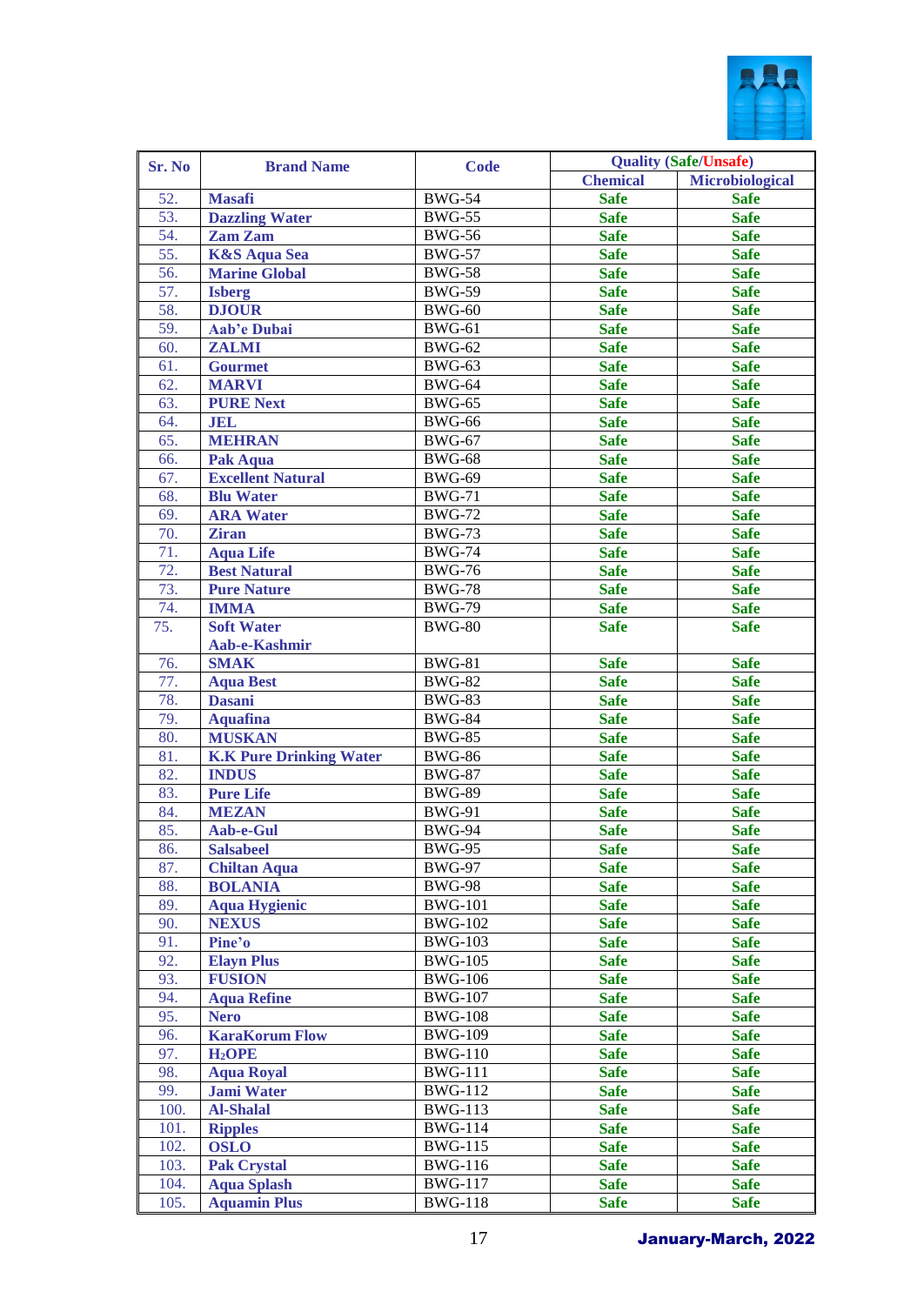| Sr. No | Brand Name | Code | Quality (Safe/Unsafe) | |
|---|---|---|---|---|
| | | | Chemical | Microbiological |
| 52. | **Masafi** | BWG-54 | **Safe** | **Safe** |
| 53. | **Dazzling Water** | BWG-55 | **Safe** | **Safe** |
| 54. | **Zam Zam** | BWG-56 | **Safe** | **Safe** |
| 55. | **K&S Aqua Sea** | BWG-57 | **Safe** | **Safe** |
| 56. | **Marine Global** | BWG-58 | **Safe** | **Safe** |
| 57. | **Isberg** | BWG-59 | **Safe** | **Safe** |
| 58. | **DJOUR** | BWG-60 | **Safe** | **Safe** |
| 59. | **Aab'e Dubai** | BWG-61 | **Safe** | **Safe** |
| 60. | **ZALMI** | BWG-62 | **Safe** | **Safe** |
| 61. | **Gourmet** | BWG-63 | **Safe** | **Safe** |
| 62. | **MARVI** | BWG-64 | **Safe** | **Safe** |
| 63. | **PURE Next** | BWG-65 | **Safe** | **Safe** |
| 64. | **JEL** | BWG-66 | **Safe** | **Safe** |
| 65. | **MEHRAN** | BWG-67 | **Safe** | **Safe** |
| 66. | **Pak Aqua** | BWG-68 | **Safe** | **Safe** |
| 67. | **Excellent Natural** | BWG-69 | **Safe** | **Safe** |
| 68. | **Blu Water** | BWG-71 | **Safe** | **Safe** |
| 69. | **ARA Water** | BWG-72 | **Safe** | **Safe** |
| 70. | **Ziran** | BWG-73 | **Safe** | **Safe** |
| 71. | **Aqua Life** | BWG-74 | **Safe** | **Safe** |
| 72. | **Best Natural** | BWG-76 | **Safe** | **Safe** |
| 73. | **Pure Nature** | BWG-78 | **Safe** | **Safe** |
| 74. | **IMMA** | BWG-79 | **Safe** | **Safe** |
| 75. | **Soft Water Aab-e-Kashmir** | BWG-80 | **Safe** | **Safe** |
| 76. | **SMAK** | BWG-81 | **Safe** | **Safe** |
| 77. | **Aqua Best** | BWG-82 | **Safe** | **Safe** |
| 78. | **Dasani** | BWG-83 | **Safe** | **Safe** |
| 79. | **Aquafina** | BWG-84 | **Safe** | **Safe** |
| 80. | **MUSKAN** | BWG-85 | **Safe** | **Safe** |
| 81. | **K.K Pure Drinking Water** | BWG-86 | **Safe** | **Safe** |
| 82. | **INDUS** | BWG-87 | **Safe** | **Safe** |
| 83. | **Pure Life** | BWG-89 | **Safe** | **Safe** |
| 84. | **MEZAN** | BWG-91 | **Safe** | **Safe** |
| 85. | **Aab-e-Gul** | BWG-94 | **Safe** | **Safe** |
| 86. | **Salsabeel** | BWG-95 | **Safe** | **Safe** |
| 87. | **Chiltan Aqua** | BWG-97 | **Safe** | **Safe** |
| 88. | **BOLANIA** | BWG-98 | **Safe** | **Safe** |
| 89. | **Aqua Hygienic** | BWG-101 | **Safe** | **Safe** |
| 90. | **NEXUS** | BWG-102 | **Safe** | **Safe** |
| 91. | **Pine'o** | BWG-103 | **Safe** | **Safe** |
| 92. | **Elayn Plus** | BWG-105 | **Safe** | **Safe** |
| 93. | **FUSION** | BWG-106 | **Safe** | **Safe** |
| 94. | **Aqua Refine** | BWG-107 | **Safe** | **Safe** |
| 95. | **Nero** | BWG-108 | **Safe** | **Safe** |
| 96. | **KaraKorum Flow** | BWG-109 | **Safe** | **Safe** |
| 97. | **$H_2$OPE** | BWG-110 | **Safe** | **Safe** |
| 98. | **Aqua Royal** | BWG-111 | **Safe** | **Safe** |
| 99. | **Jami Water** | BWG-112 | **Safe** | **Safe** |
| 100. | **Al-Shalal** | BWG-113 | **Safe** | **Safe** |
| 101. | **Ripples** | BWG-114 | **Safe** | **Safe** |
| 102. | **OSLO** | BWG-115 | **Safe** | **Safe** |
| 103. | **Pak Crystal** | BWG-116 | **Safe** | **Safe** |
| 104. | **Aqua Splash** | BWG-117 | **Safe** | **Safe** |
| 105. | **Aquamin Plus** | BWG-118 | **Safe** | **Safe** |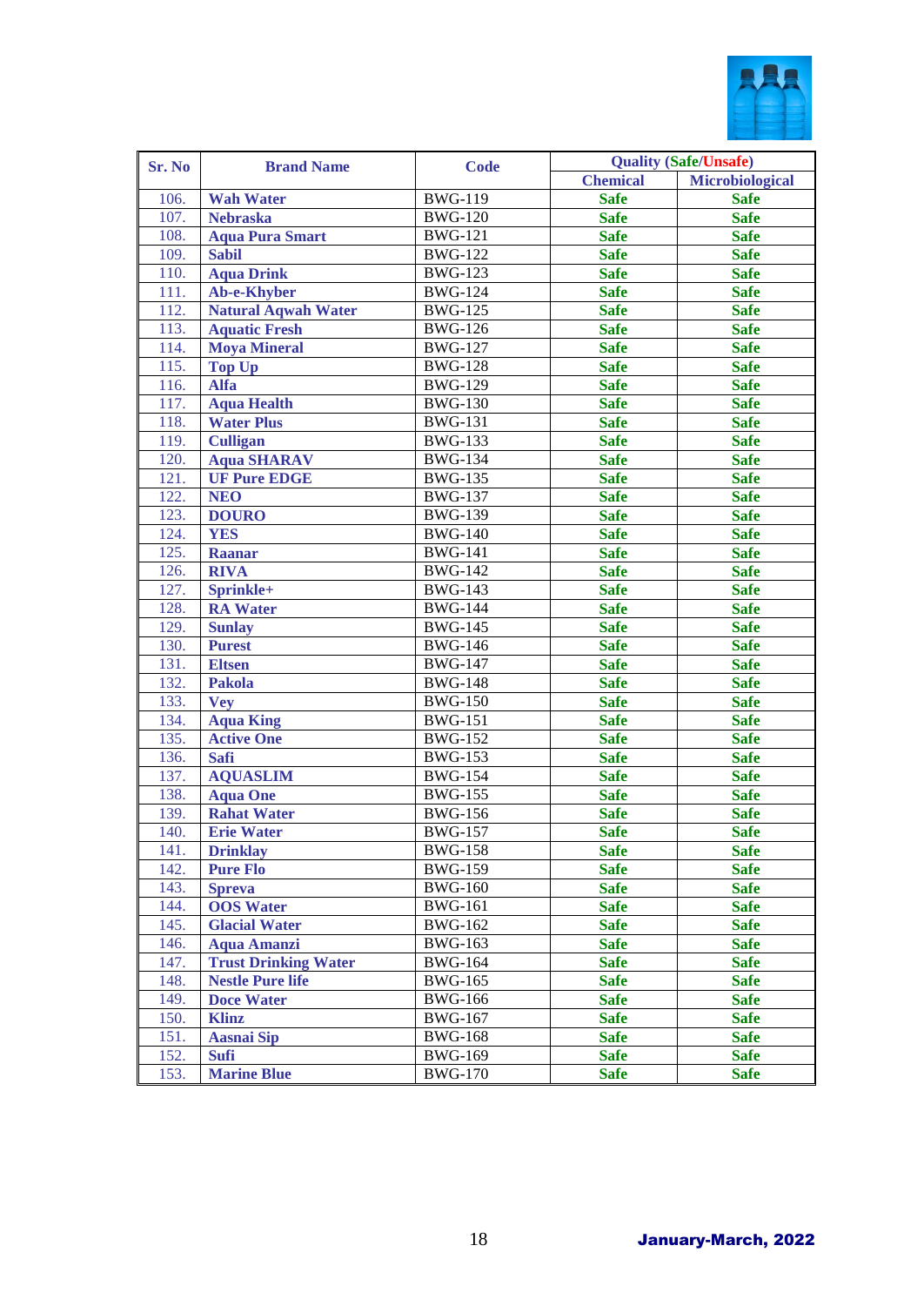| Sr. No | Brand Name | Code | Quality (Safe/Unsafe) | |
|---|---|---|---|---|
| | | | Chemical | Microbiological |
| 106. | Wah Water | BWG-119 | Safe | Safe |
| 107. | Nebraska | BWG-120 | Safe | Safe |
| 108. | Aqua Pura Smart | BWG-121 | Safe | Safe |
| 109. | Sabil | BWG-122 | Safe | Safe |
| 110. | Aqua Drink | BWG-123 | Safe | Safe |
| 111. | Ab-e-Khyber | BWG-124 | Safe | Safe |
| 112. | Natural Aqwah Water | BWG-125 | Safe | Safe |
| 113. | Aquatic Fresh | BWG-126 | Safe | Safe |
| 114. | Moya Mineral | BWG-127 | Safe | Safe |
| 115. | Top Up | BWG-128 | Safe | Safe |
| 116. | Alfa | BWG-129 | Safe | Safe |
| 117. | Aqua Health | BWG-130 | Safe | Safe |
| 118. | Water Plus | BWG-131 | Safe | Safe |
| 119. | Culligan | BWG-133 | Safe | Safe |
| 120. | Aqua SHARAV | BWG-134 | Safe | Safe |
| 121. | UF Pure EDGE | BWG-135 | Safe | Safe |
| 122. | NEO | BWG-137 | Safe | Safe |
| 123. | DOURO | BWG-139 | Safe | Safe |
| 124. | YES | BWG-140 | Safe | Safe |
| 125. | Raanar | BWG-141 | Safe | Safe |
| 126. | RIVA | BWG-142 | Safe | Safe |
| 127. | Sprinkle+ | BWG-143 | Safe | Safe |
| 128. | RA Water | BWG-144 | Safe | Safe |
| 129. | Sunlay | BWG-145 | Safe | Safe |
| 130. | Purest | BWG-146 | Safe | Safe |
| 131. | Eltsen | BWG-147 | Safe | Safe |
| 132. | Pakola | BWG-148 | Safe | Safe |
| 133. | Vey | BWG-150 | Safe | Safe |
| 134. | Aqua King | BWG-151 | Safe | Safe |
| 135. | Active One | BWG-152 | Safe | Safe |
| 136. | Safi | BWG-153 | Safe | Safe |
| 137. | AQUASLIM | BWG-154 | Safe | Safe |
| 138. | Aqua One | BWG-155 | Safe | Safe |
| 139. | Rahat Water | BWG-156 | Safe | Safe |
| 140. | Erie Water | BWG-157 | Safe | Safe |
| 141. | Drinklay | BWG-158 | Safe | Safe |
| 142. | Pure Flo | BWG-159 | Safe | Safe |
| 143. | Spreva | BWG-160 | Safe | Safe |
| 144. | OOS Water | BWG-161 | Safe | Safe |
| 145. | Glacial Water | BWG-162 | Safe | Safe |
| 146. | Aqua Amanzi | BWG-163 | Safe | Safe |
| 147. | Trust Drinking Water | BWG-164 | Safe | Safe |
| 148. | Nestle Pure life | BWG-165 | Safe | Safe |
| 149. | Doce Water | BWG-166 | Safe | Safe |
| 150. | Klinz | BWG-167 | Safe | Safe |
| 151. | Aasnai Sip | BWG-168 | Safe | Safe |
| 152. | Sufi | BWG-169 | Safe | Safe |
| 153. | Marine Blue | BWG-170 | Safe | Safe |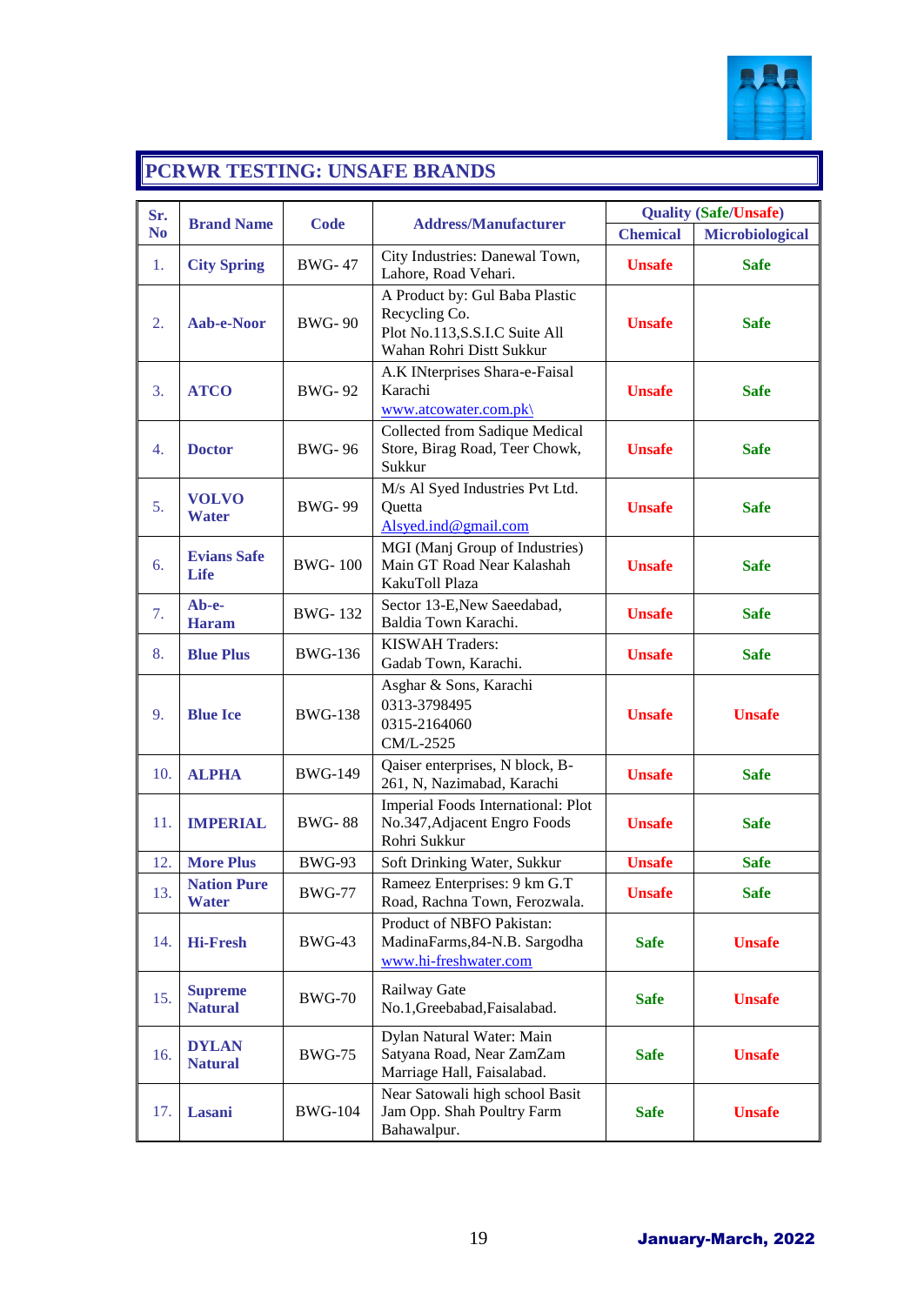## PCRWR TESTING: UNSAFE BRANDS

| Sr. No | Brand Name | Code | Address/Manufacturer | Quality (Safe/Unsafe) | |
|---|---|---|---|---|---|
| | | | | Chemical | Microbiological |
| 1. | **City Spring** | BWG- 47 | City Industries: Danewal Town, Lahore, Road Vehari. | **Unsafe** | **Safe** |
| 2. | **Aab-e-Noor** | BWG- 90 | A Product by: Gul Baba Plastic Recycling Co. Plot No.113,S.S.I.C Suite All Wahan Rohri Distt Sukkur | **Unsafe** | **Safe** |
| 3. | **ATCO** | BWG- 92 | A.K INterprises Shara-e-Faisal Karachi www.atcowater.com.pk\ | **Unsafe** | **Safe** |
| 4. | **Doctor** | BWG- 96 | Collected from Sadique Medical Store, Birag Road, Teer Chowk, Sukkur | **Unsafe** | **Safe** |
| 5. | **VOLVO Water** | BWG- 99 | M/s Al Syed Industries Pvt Ltd. Quetta Alsyed.ind@gmail.com | **Unsafe** | **Safe** |
| 6. | **Evians Safe Life** | BWG- 100 | MGI (Manj Group of Industries) Main GT Road Near Kalashah KakuToll Plaza | **Unsafe** | **Safe** |
| 7. | **Ab-e-Haram** | BWG- 132 | Sector 13-E,New Saeedabad, Baldia Town Karachi. | **Unsafe** | **Safe** |
| 8. | **Blue Plus** | BWG-136 | KISWAH Traders: Gadab Town, Karachi. | **Unsafe** | **Safe** |
| 9. | **Blue Ice** | BWG-138 | Asghar & Sons, Karachi 0313-3798495 0315-2164060 CM/L-2525 | **Unsafe** | **Unsafe** |
| 10. | **ALPHA** | BWG-149 | Qaiser enterprises, N block, B-261, N, Nazimabad, Karachi | **Unsafe** | **Safe** |
| 11. | **IMPERIAL** | BWG- 88 | Imperial Foods International: Plot No.347,Adjacent Engro Foods Rohri Sukkur | **Unsafe** | **Safe** |
| 12. | **More Plus** | BWG-93 | Soft Drinking Water, Sukkur | **Unsafe** | **Safe** |
| 13. | **Nation Pure Water** | BWG-77 | Rameez Enterprises: 9 km G.T Road, Rachna Town, Ferozwala. | **Unsafe** | **Safe** |
| 14. | **Hi-Fresh** | BWG-43 | Product of NBFO Pakistan: MadinaFarms,84-N.B. Sargodha www.hi-freshwater.com | **Safe** | **Unsafe** |
| 15. | **Supreme Natural** | BWG-70 | Railway Gate No.1,Greebabad,Faisalabad. | **Safe** | **Unsafe** |
| 16. | **DYLAN Natural** | BWG-75 | Dylan Natural Water: Main Satyana Road, Near ZamZam Marriage Hall, Faisalabad. | **Safe** | **Unsafe** |
| 17. | **Lasani** | BWG-104 | Near Satowali high school Basit Jam Opp. Shah Poultry Farm Bahawalpur. | **Safe** | **Unsafe** |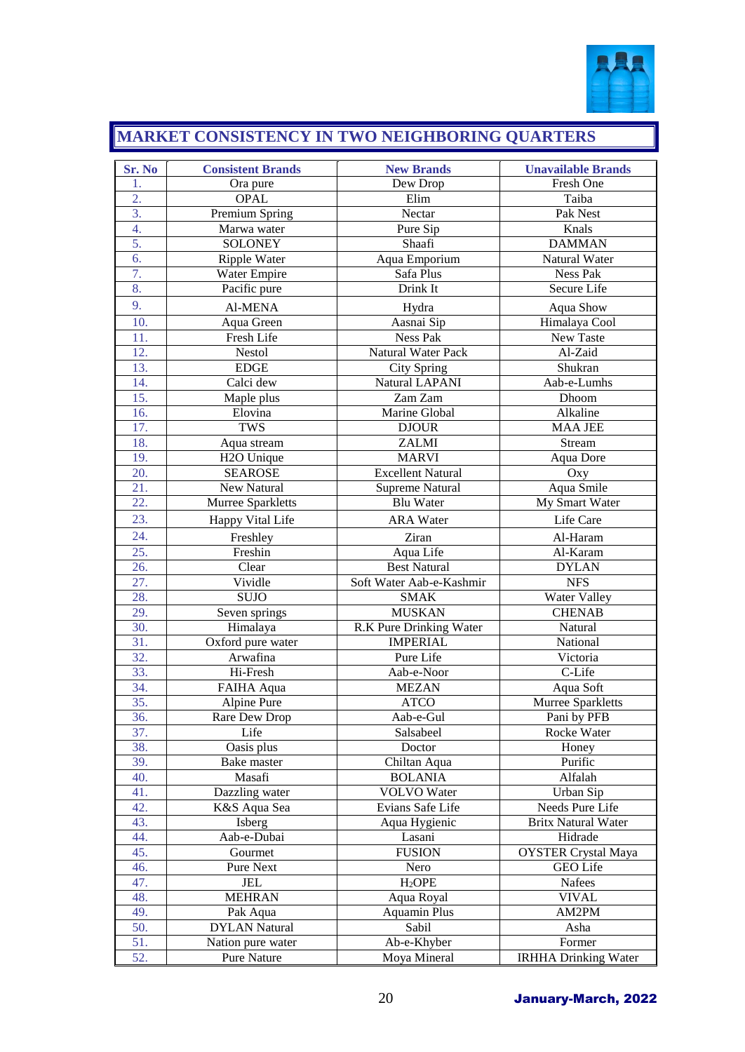## MARKET CONSISTENCY IN TWO NEIGHBORING QUARTERS

| Sr. No | Consistent Brands | New Brands | Unavailable Brands |
|---|---|---|---|
| 1. | Ora pure | Dew Drop | Fresh One |
| 2. | OPAL | Elim | Taiba |
| 3. | Premium Spring | Nectar | Pak Nest |
| 4. | Marwa water | Pure Sip | Knals |
| 5. | SOLONEY | Shaafi | DAMMAN |
| 6. | Ripple Water | Aqua Emporium | Natural Water |
| 7. | Water Empire | Safa Plus | Ness Pak |
| 8. | Pacific pure | Drink It | Secure Life |
| 9. | Al-MENA | Hydra | Aqua Show |
| 10. | Aqua Green | Aasnai Sip | Himalaya Cool |
| 11. | Fresh Life | Ness Pak | New Taste |
| 12. | Nestol | Natural Water Pack | Al-Zaid |
| 13. | EDGE | City Spring | Shukran |
| 14. | Calci dew | Natural LAPANI | Aab-e-Lumhs |
| 15. | Maple plus | Zam Zam | Dhoom |
| 16. | Elovina | Marine Global | Alkaline |
| 17. | TWS | DJOUR | MAA JEE |
| 18. | Aqua stream | ZALMI | Stream |
| 19. | H2O Unique | MARVI | Aqua Dore |
| 20. | SEAROSE | Excellent Natural | Oxy |
| 21. | New Natural | Supreme Natural | Aqua Smile |
| 22. | Murree Sparkletts | Blu Water | My Smart Water |
| 23. | Happy Vital Life | ARA Water | Life Care |
| 24. | Freshley | Ziran | Al-Haram |
| 25. | Freshin | Aqua Life | Al-Karam |
| 26. | Clear | Best Natural | DYLAN |
| 27. | Vividle | Soft Water Aab-e-Kashmir | NFS |
| 28. | SUJO | SMAK | Water Valley |
| 29. | Seven springs | MUSKAN | CHENAB |
| 30. | Himalaya | R.K Pure Drinking Water | Natural |
| 31. | Oxford pure water | IMPERIAL | National |
| 32. | Arwafina | Pure Life | Victoria |
| 33. | Hi-Fresh | Aab-e-Noor | C-Life |
| 34. | FAIHA Aqua | MEZAN | Aqua Soft |
| 35. | Alpine Pure | ATCO | Murree Sparkletts |
| 36. | Rare Dew Drop | Aab-e-Gul | Pani by PFB |
| 37. | Life | Salsabeel | Rocke Water |
| 38. | Oasis plus | Doctor | Honey |
| 39. | Bake master | Chiltan Aqua | Purific |
| 40. | Masafi | BOLANIA | Alfalah |
| 41. | Dazzling water | VOLVO Water | Urban Sip |
| 42. | K&S Aqua Sea | Evians Safe Life | Needs Pure Life |
| 43. | Isberg | Aqua Hygienic | Britx Natural Water |
| 44. | Aab-e-Dubai | Lasani | Hidrade |
| 45. | Gourmet | FUSION | OYSTER Crystal Maya |
| 46. | Pure Next | Nero | GEO Life |
| 47. | JEL | $H_2$OPE | Nafees |
| 48. | MEHRAN | Aqua Royal | VIVAL |
| 49. | Pak Aqua | Aquamin Plus | AM2PM |
| 50. | DYLAN Natural | Sabil | Asha |
| 51. | Nation pure water | Ab-e-Khyber | Former |
| 52. | Pure Nature | Moya Mineral | IRHHA Drinking Water |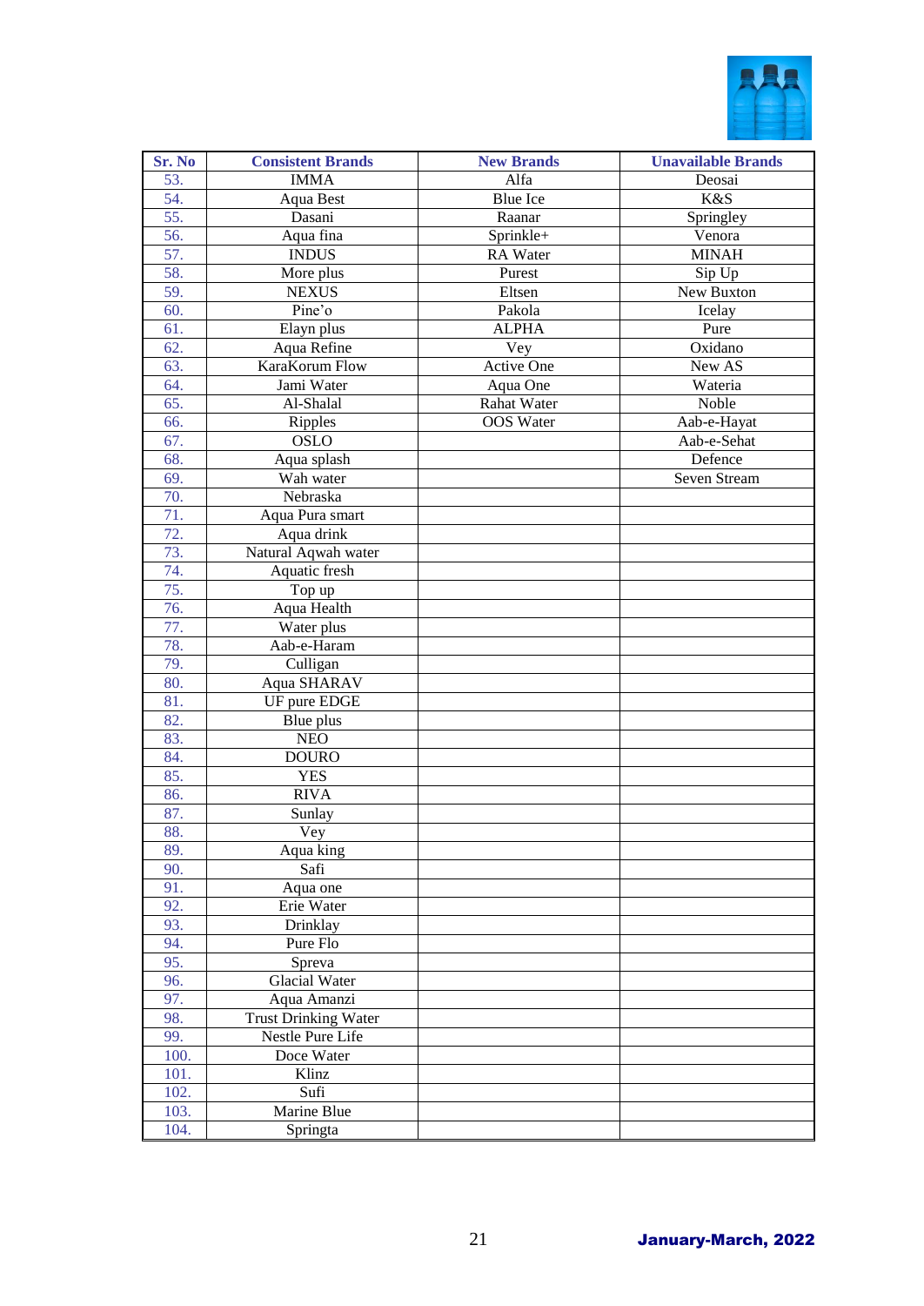| Sr. No | Consistent Brands | New Brands | Unavailable Brands |
|---|---|---|---|
| 53. | IMMA | Alfa | Deosai |
| 54. | Aqua Best | Blue Ice | K&S |
| 55. | Dasani | Raanar | Springley |
| 56. | Aqua fina | Sprinkle+ | Venora |
| 57. | INDUS | RA Water | MINAH |
| 58. | More plus | Purest | Sip Up |
| 59. | NEXUS | Eltsen | New Buxton |
| 60. | Pine'o | Pakola | Icelay |
| 61. | Elayn plus | ALPHA | Pure |
| 62. | Aqua Refine | Vey | Oxidano |
| 63. | KaraKorum Flow | Active One | New AS |
| 64. | Jami Water | Aqua One | Wateria |
| 65. | Al-Shalal | Rahat Water | Noble |
| 66. | Ripples | OOS Water | Aab-e-Hayat |
| 67. | OSLO | | Aab-e-Sehat |
| 68. | Aqua splash | | Defence |
| 69. | Wah water | | Seven Stream |
| 70. | Nebraska | | |
| 71. | Aqua Pura smart | | |
| 72. | Aqua drink | | |
| 73. | Natural Aqwah water | | |
| 74. | Aquatic fresh | | |
| 75. | Top up | | |
| 76. | Aqua Health | | |
| 77. | Water plus | | |
| 78. | Aab-e-Haram | | |
| 79. | Culligan | | |
| 80. | Aqua SHARAV | | |
| 81. | UF pure EDGE | | |
| 82. | Blue plus | | |
| 83. | NEO | | |
| 84. | DOURO | | |
| 85. | YES | | |
| 86. | RIVA | | |
| 87. | Sunlay | | |
| 88. | Vey | | |
| 89. | Aqua king | | |
| 90. | Safi | | |
| 91. | Aqua one | | |
| 92. | Erie Water | | |
| 93. | Drinklay | | |
| 94. | Pure Flo | | |
| 95. | Spreva | | |
| 96. | Glacial Water | | |
| 97. | Aqua Amanzi | | |
| 98. | Trust Drinking Water | | |
| 99. | Nestle Pure Life | | |
| 100. | Doce Water | | |
| 101. | Klinz | | |
| 102. | Sufi | | |
| 103. | Marine Blue | | |
| 104. | Springta | | |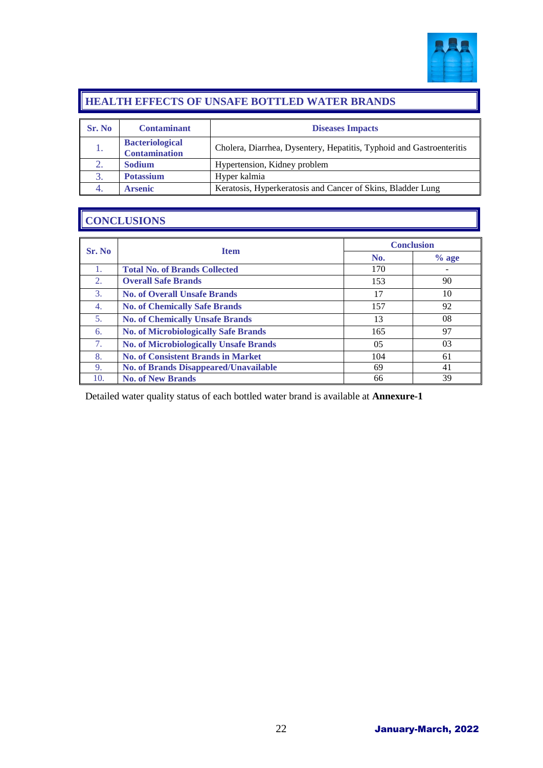## HEALTH EFFECTS OF UNSAFE BOTTLED WATER BRANDS

| Sr. No | Contaminant | Diseases Impacts |
|---|---|---|
| 1. | **Bacteriological Contamination** | Cholera, Diarrhea, Dysentery, Hepatitis, Typhoid and Gastroenteritis |
| 2. | **Sodium** | Hypertension, Kidney problem |
| 3. | **Potassium** | Hyper kalmia |
| 4. | **Arsenic** | Keratosis, Hyperkeratosis and Cancer of Skins, Bladder Lung |

## CONCLUSIONS

| Sr. No | Item | Conclusion | |
|---|---|---|---|
| | | No. | % age |
| 1. | **Total No. of Brands Collected** | 170 | - |
| 2. | **Overall Safe Brands** | 153 | 90 |
| 3. | **No. of Overall Unsafe Brands** | 17 | 10 |
| 4. | **No. of Chemically Safe Brands** | 157 | 92 |
| 5. | **No. of Chemically Unsafe Brands** | 13 | 08 |
| 6. | **No. of Microbiologically Safe Brands** | 165 | 97 |
| 7. | **No. of Microbiologically Unsafe Brands** | 05 | 03 |
| 8. | **No. of Consistent Brands in Market** | 104 | 61 |
| 9. | **No. of Brands Disappeared/Unavailable** | 69 | 41 |
| 10. | **No. of New Brands** | 66 | 39 |

Detailed water quality status of each bottled water brand is available at **Annexure-1**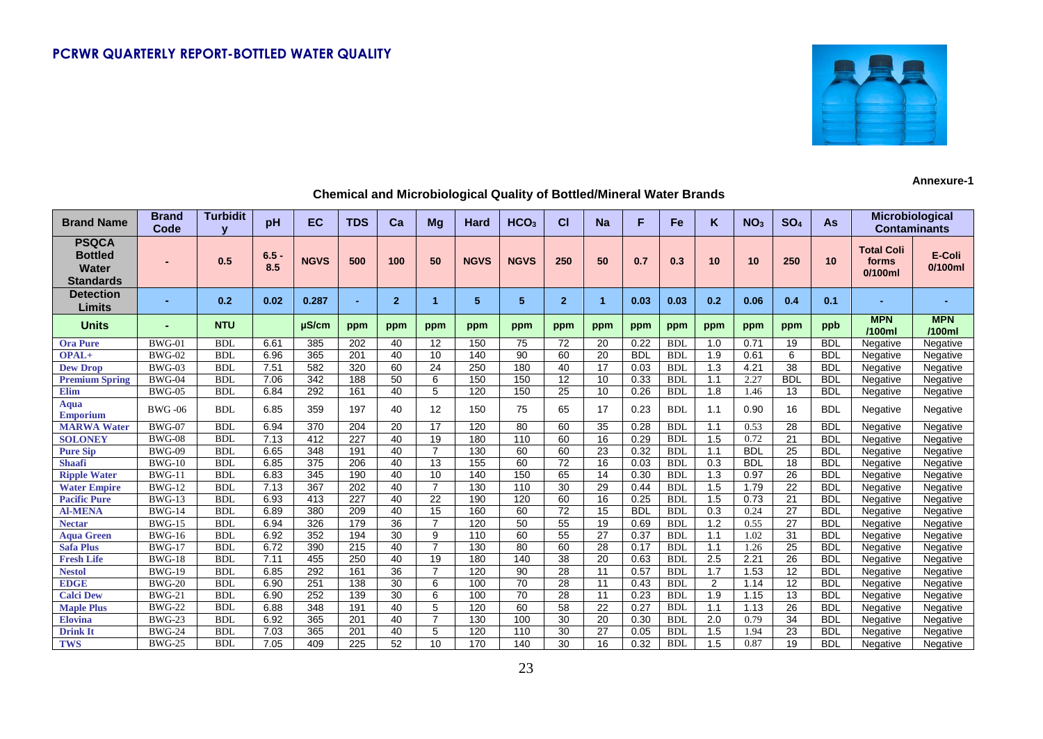## PCRWR QUARTERLY REPORT-BOTTLED WATER QUALITY

**Annexure-1**

### Chemical and Microbiological Quality of Bottled/Mineral Water Brands

| Brand Name | Brand Code | Turbidity | pH | EC | TDS | Ca | Mg | Hard | $HCO_3$ | Cl | Na | F | Fe | K | $NO_3$ | $SO_4$ | As | Microbiological Contaminants | |
|---|---|---|---|---|---|---|---|---|---|---|---|---|---|---|---|---|---|---|---|
| **PSQCA Bottled Water Standards** | - | 0.5 | 6.5 - 8.5 | NGVS | 500 | 100 | 50 | NGVS | NGVS | 250 | 50 | 0.7 | 0.3 | 10 | 10 | 250 | 10 | Total Coli forms 0/100ml | E-Coli 0/100ml |
| **Detection Limits** | - | 0.2 | 0.02 | 0.287 | - | 2 | 1 | 5 | 5 | 2 | 1 | 0.03 | 0.03 | 0.2 | 0.06 | 0.4 | 0.1 | - | - |
| **Units** | - | NTU | | µS/cm | ppm | ppm | ppm | ppm | ppm | ppm | ppm | ppm | ppm | ppm | ppm | ppm | ppb | MPN /100ml | MPN /100ml |
| Ora Pure | BWG-01 | BDL | 6.61 | 385 | 202 | 40 | 12 | 150 | 75 | 72 | 20 | 0.22 | BDL | 1.0 | 0.71 | 19 | BDL | Negative | Negative |
| OPAL+ | BWG-02 | BDL | 6.96 | 365 | 201 | 40 | 10 | 140 | 90 | 60 | 20 | BDL | BDL | 1.9 | 0.61 | 6 | BDL | Negative | Negative |
| Dew Drop | BWG-03 | BDL | 7.51 | 582 | 320 | 60 | 24 | 250 | 180 | 40 | 17 | 0.03 | BDL | 1.3 | 4.21 | 38 | BDL | Negative | Negative |
| Premium Spring | BWG-04 | BDL | 7.06 | 342 | 188 | 50 | 6 | 150 | 150 | 12 | 10 | 0.33 | BDL | 1.1 | 2.27 | BDL | BDL | Negative | Negative |
| Elim | BWG-05 | BDL | 6.84 | 292 | 161 | 40 | 5 | 120 | 150 | 25 | 10 | 0.26 | BDL | 1.8 | 1.46 | 13 | BDL | Negative | Negative |
| Aqua Emporium | BWG -06 | BDL | 6.85 | 359 | 197 | 40 | 12 | 150 | 75 | 65 | 17 | 0.23 | BDL | 1.1 | 0.90 | 16 | BDL | Negative | Negative |
| MARWA Water | BWG-07 | BDL | 6.94 | 370 | 204 | 20 | 17 | 120 | 80 | 60 | 35 | 0.28 | BDL | 1.1 | 0.53 | 28 | BDL | Negative | Negative |
| SOLONEY | BWG-08 | BDL | 7.13 | 412 | 227 | 40 | 19 | 180 | 110 | 60 | 16 | 0.29 | BDL | 1.5 | 0.72 | 21 | BDL | Negative | Negative |
| Pure Sip | BWG-09 | BDL | 6.65 | 348 | 191 | 40 | 7 | 130 | 60 | 60 | 23 | 0.32 | BDL | 1.1 | BDL | 25 | BDL | Negative | Negative |
| Shaafi | BWG-10 | BDL | 6.85 | 375 | 206 | 40 | 13 | 155 | 60 | 72 | 16 | 0.03 | BDL | 0.3 | BDL | 18 | BDL | Negative | Negative |
| Ripple Water | BWG-11 | BDL | 6.83 | 345 | 190 | 40 | 10 | 140 | 150 | 65 | 14 | 0.30 | BDL | 1.3 | 0.97 | 26 | BDL | Negative | Negative |
| Water Empire | BWG-12 | BDL | 7.13 | 367 | 202 | 40 | 7 | 130 | 110 | 30 | 29 | 0.44 | BDL | 1.5 | 1.79 | 22 | BDL | Negative | Negative |
| Pacific Pure | BWG-13 | BDL | 6.93 | 413 | 227 | 40 | 22 | 190 | 120 | 60 | 16 | 0.25 | BDL | 1.5 | 0.73 | 21 | BDL | Negative | Negative |
| Al-MENA | BWG-14 | BDL | 6.89 | 380 | 209 | 40 | 15 | 160 | 60 | 72 | 15 | BDL | BDL | 0.3 | 0.24 | 27 | BDL | Negative | Negative |
| Nectar | BWG-15 | BDL | 6.94 | 326 | 179 | 36 | 7 | 120 | 50 | 55 | 19 | 0.69 | BDL | 1.2 | 0.55 | 27 | BDL | Negative | Negative |
| Aqua Green | BWG-16 | BDL | 6.92 | 352 | 194 | 30 | 9 | 110 | 60 | 55 | 27 | 0.37 | BDL | 1.1 | 1.02 | 31 | BDL | Negative | Negative |
| Safa Plus | BWG-17 | BDL | 6.72 | 390 | 215 | 40 | 7 | 130 | 80 | 60 | 28 | 0.17 | BDL | 1.1 | 1.26 | 25 | BDL | Negative | Negative |
| Fresh Life | BWG-18 | BDL | 7.11 | 455 | 250 | 40 | 19 | 180 | 140 | 38 | 20 | 0.63 | BDL | 2.5 | 2.21 | 26 | BDL | Negative | Negative |
| Nestol | BWG-19 | BDL | 6.85 | 292 | 161 | 36 | 7 | 120 | 90 | 28 | 11 | 0.57 | BDL | 1.7 | 1.53 | 12 | BDL | Negative | Negative |
| EDGE | BWG-20 | BDL | 6.90 | 251 | 138 | 30 | 6 | 100 | 70 | 28 | 11 | 0.43 | BDL | 2 | 1.14 | 12 | BDL | Negative | Negative |
| Calci Dew | BWG-21 | BDL | 6.90 | 252 | 139 | 30 | 6 | 100 | 70 | 28 | 11 | 0.23 | BDL | 1.9 | 1.15 | 13 | BDL | Negative | Negative |
| Maple Plus | BWG-22 | BDL | 6.88 | 348 | 191 | 40 | 5 | 120 | 60 | 58 | 22 | 0.27 | BDL | 1.1 | 1.13 | 26 | BDL | Negative | Negative |
| Elovina | BWG-23 | BDL | 6.92 | 365 | 201 | 40 | 7 | 130 | 100 | 30 | 20 | 0.30 | BDL | 2.0 | 0.79 | 34 | BDL | Negative | Negative |
| Drink It | BWG-24 | BDL | 7.03 | 365 | 201 | 40 | 5 | 120 | 110 | 30 | 27 | 0.05 | BDL | 1.5 | 1.94 | 23 | BDL | Negative | Negative |
| TWS | BWG-25 | BDL | 7.05 | 409 | 225 | 52 | 10 | 170 | 140 | 30 | 16 | 0.32 | BDL | 1.5 | 0.87 | 19 | BDL | Negative | Negative |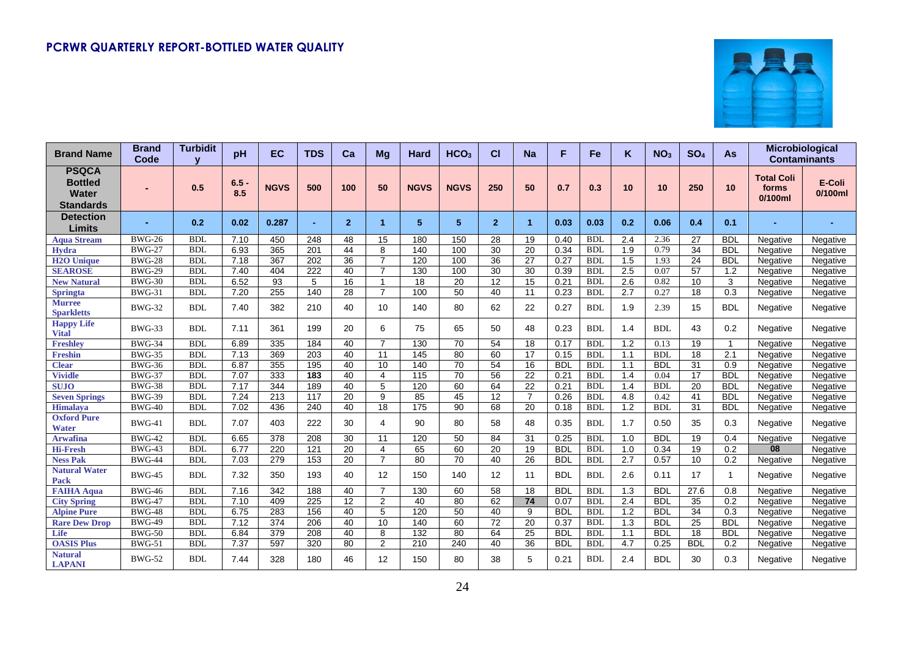## PCRWR QUARTERLY REPORT-BOTTLED WATER QUALITY

| Brand Name | Brand Code | Turbidity | pH | EC | TDS | Ca | Mg | Hard | $HCO_3$ | Cl | Na | F | Fe | K | $NO_3$ | $SO_4$ | As | Microbiological Contaminants | |
|---|---|---|---|---|---|---|---|---|---|---|---|---|---|---|---|---|---|---|---|
| | | | | | | | | | | | | | | | | | | Total Coli forms 0/100ml | E-Coli 0/100ml |
| PSQCA Bottled Water Standards | - | 0.5 | 6.5 - 8.5 | NGVS | 500 | 100 | 50 | NGVS | NGVS | 250 | 50 | 0.7 | 0.3 | 10 | 10 | 250 | 10 | | |
| Detection Limits | - | 0.2 | 0.02 | 0.287 | - | 2 | 1 | 5 | 5 | 2 | 1 | 0.03 | 0.03 | 0.2 | 0.06 | 0.4 | 0.1 | - | - |
| Aqua Stream | BWG-26 | BDL | 7.10 | 450 | 248 | 48 | 15 | 180 | 150 | 28 | 19 | 0.40 | BDL | 2.4 | 2.36 | 27 | BDL | Negative | Negative |
| Hydra | BWG-27 | BDL | 6.93 | 365 | 201 | 44 | 8 | 140 | 100 | 30 | 20 | 0.34 | BDL | 1.9 | 0.79 | 34 | BDL | Negative | Negative |
| H2O Unique | BWG-28 | BDL | 7.18 | 367 | 202 | 36 | 7 | 120 | 100 | 36 | 27 | 0.27 | BDL | 1.5 | 1.93 | 24 | BDL | Negative | Negative |
| SEAROSE | BWG-29 | BDL | 7.40 | 404 | 222 | 40 | 7 | 130 | 100 | 30 | 30 | 0.39 | BDL | 2.5 | 0.07 | 57 | 1.2 | Negative | Negative |
| New Natural | BWG-30 | BDL | 6.52 | 93 | 5 | 16 | 1 | 18 | 20 | 12 | 15 | 0.21 | BDL | 2.6 | 0.82 | 10 | 3 | Negative | Negative |
| Springta | BWG-31 | BDL | 7.20 | 255 | 140 | 28 | 7 | 100 | 50 | 40 | 11 | 0.23 | BDL | 2.7 | 0.27 | 18 | 0.3 | Negative | Negative |
| Murree Sparkletts | BWG-32 | BDL | 7.40 | 382 | 210 | 40 | 10 | 140 | 80 | 62 | 22 | 0.27 | BDL | 1.9 | 2.39 | 15 | BDL | Negative | Negative |
| Happy Life Vital | BWG-33 | BDL | 7.11 | 361 | 199 | 20 | 6 | 75 | 65 | 50 | 48 | 0.23 | BDL | 1.4 | BDL | 43 | 0.2 | Negative | Negative |
| Freshley | BWG-34 | BDL | 6.89 | 335 | 184 | 40 | 7 | 130 | 70 | 54 | 18 | 0.17 | BDL | 1.2 | 0.13 | 19 | 1 | Negative | Negative |
| Freshin | BWG-35 | BDL | 7.13 | 369 | 203 | 40 | 11 | 145 | 80 | 60 | 17 | 0.15 | BDL | 1.1 | BDL | 18 | 2.1 | Negative | Negative |
| Clear | BWG-36 | BDL | 6.87 | 355 | 195 | 40 | 10 | 140 | 70 | 54 | 16 | BDL | BDL | 1.1 | BDL | 31 | 0.9 | Negative | Negative |
| Vividle | BWG-37 | BDL | 7.07 | 333 | **183** | 40 | 4 | 115 | 70 | 56 | 22 | 0.21 | BDL | 1.4 | 0.04 | 17 | BDL | Negative | Negative |
| SUJO | BWG-38 | BDL | 7.17 | 344 | 189 | 40 | 5 | 120 | 60 | 64 | 22 | 0.21 | BDL | 1.4 | BDL | 20 | BDL | Negative | Negative |
| Seven Springs | BWG-39 | BDL | 7.24 | 213 | 117 | 20 | 9 | 85 | 45 | 12 | 7 | 0.26 | BDL | 4.8 | 0.42 | 41 | BDL | Negative | Negative |
| Himalaya | BWG-40 | BDL | 7.02 | 436 | 240 | 40 | 18 | 175 | 90 | 68 | 20 | 0.18 | BDL | 1.2 | BDL | 31 | BDL | Negative | Negative |
| Oxford Pure Water | BWG-41 | BDL | 7.07 | 403 | 222 | 30 | 4 | 90 | 80 | 58 | 48 | 0.35 | BDL | 1.7 | 0.50 | 35 | 0.3 | Negative | Negative |
| Arwafina | BWG-42 | BDL | 6.65 | 378 | 208 | 30 | 11 | 120 | 50 | 84 | 31 | 0.25 | BDL | 1.0 | BDL | 19 | 0.4 | Negative | Negative |
| Hi-Fresh | BWG-43 | BDL | 6.77 | 220 | 121 | 20 | 4 | 65 | 60 | 20 | 19 | BDL | BDL | 1.0 | 0.34 | 19 | 0.2 | **08** | Negative |
| Ness Pak | BWG-44 | BDL | 7.03 | 279 | 153 | 20 | 7 | 80 | 70 | 40 | 26 | BDL | BDL | 2.7 | 0.57 | 10 | 0.2 | Negative | Negative |
| Natural Water Pack | BWG-45 | BDL | 7.32 | 350 | 193 | 40 | 12 | 150 | 140 | 12 | 11 | BDL | BDL | 2.6 | 0.11 | 17 | 1 | Negative | Negative |
| FAIHA Aqua | BWG-46 | BDL | 7.16 | 342 | 188 | 40 | 7 | 130 | 60 | 58 | 18 | BDL | BDL | 1.3 | BDL | 27.6 | 0.8 | Negative | Negative |
| City Spring | BWG-47 | BDL | 7.10 | 409 | 225 | 12 | 2 | 40 | 80 | 62 | **74** | 0.07 | BDL | 2.4 | BDL | 35 | 0.2 | Negative | Negative |
| Alpine Pure | BWG-48 | BDL | 6.75 | 283 | 156 | 40 | 5 | 120 | 50 | 40 | 9 | BDL | BDL | 1.2 | BDL | 34 | 0.3 | Negative | Negative |
| Rare Dew Drop | BWG-49 | BDL | 7.12 | 374 | 206 | 40 | 10 | 140 | 60 | 72 | 20 | 0.37 | BDL | 1.3 | BDL | 25 | BDL | Negative | Negative |
| Life | BWG-50 | BDL | 6.84 | 379 | 208 | 40 | 8 | 132 | 80 | 64 | 25 | BDL | BDL | 1.1 | BDL | 18 | BDL | Negative | Negative |
| OASIS Plus | BWG-51 | BDL | 7.37 | 597 | 320 | 80 | 2 | 210 | 240 | 40 | 36 | BDL | BDL | 4.7 | 0.25 | BDL | 0.2 | Negative | Negative |
| Natural LAPANI | BWG-52 | BDL | 7.44 | 328 | 180 | 46 | 12 | 150 | 80 | 38 | 5 | 0.21 | BDL | 2.4 | BDL | 30 | 0.3 | Negative | Negative |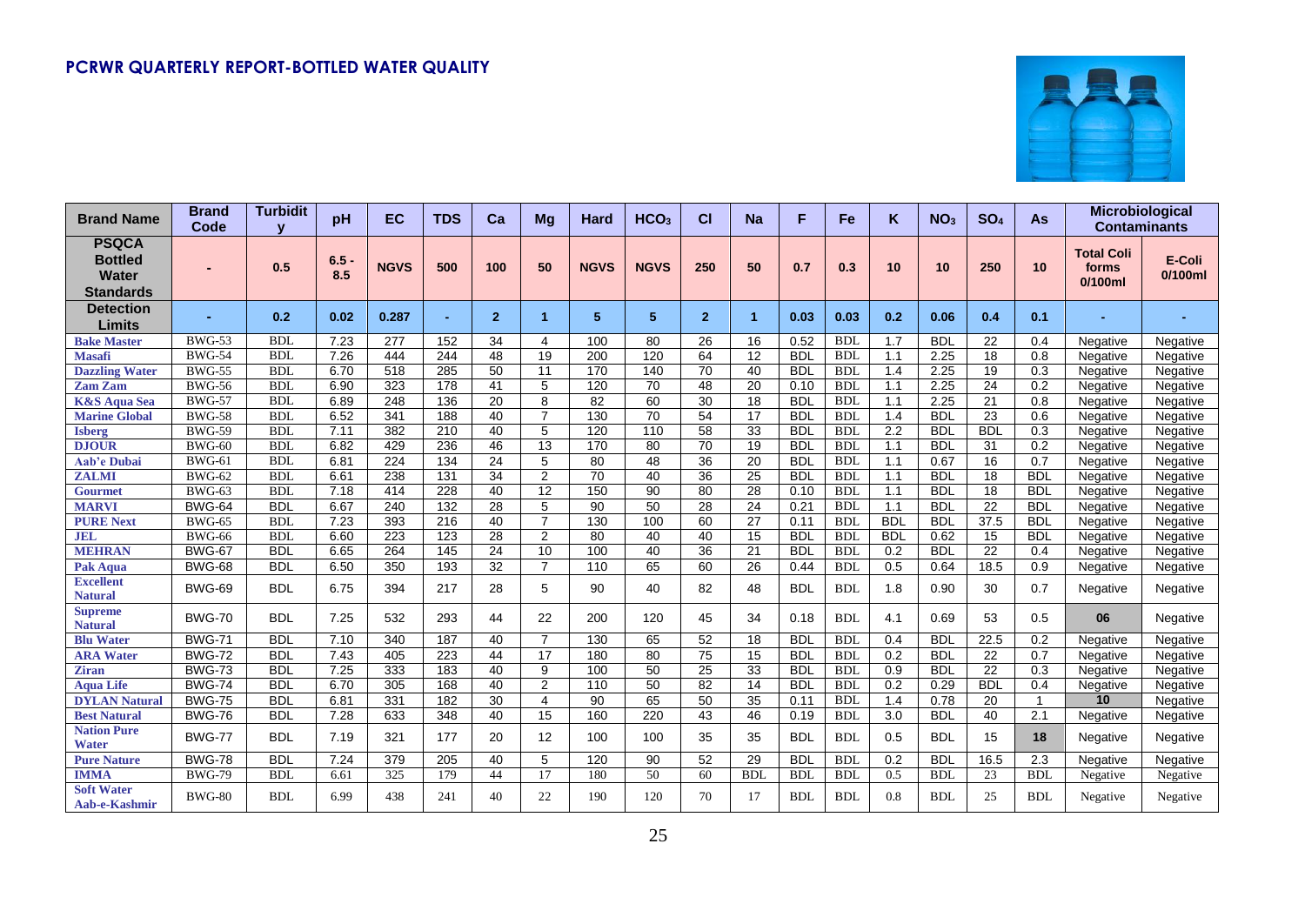## PCRWR QUARTERLY REPORT-BOTTLED WATER QUALITY

| Brand Name | Brand Code | Turbidity | pH | EC | TDS | Ca | Mg | Hard | $HCO_3$ | Cl | Na | F | Fe | K | $NO_3$ | $SO_4$ | As | Microbiological Contaminants | |
|---|---|---|---|---|---|---|---|---|---|---|---|---|---|---|---|---|---|---|---|
| | | | | | | | | | | | | | | | | | | Total Coli forms 0/100ml | E-Coli 0/100ml |
| PSQCA Bottled Water Standards | - | 0.5 | 6.5 - 8.5 | NGVS | 500 | 100 | 50 | NGVS | NGVS | 250 | 50 | 0.7 | 0.3 | 10 | 10 | 250 | 10 | | |
| Detection Limits | - | 0.2 | 0.02 | 0.287 | - | 2 | 1 | 5 | 5 | 2 | 1 | 0.03 | 0.03 | 0.2 | 0.06 | 0.4 | 0.1 | - | - |
| Bake Master | BWG-53 | BDL | 7.23 | 277 | 152 | 34 | 4 | 100 | 80 | 26 | 16 | 0.52 | BDL | 1.7 | BDL | 22 | 0.4 | Negative | Negative |
| Masafi | BWG-54 | BDL | 7.26 | 444 | 244 | 48 | 19 | 200 | 120 | 64 | 12 | BDL | BDL | 1.1 | 2.25 | 18 | 0.8 | Negative | Negative |
| Dazzling Water | BWG-55 | BDL | 6.70 | 518 | 285 | 50 | 11 | 170 | 140 | 70 | 40 | BDL | BDL | 1.4 | 2.25 | 19 | 0.3 | Negative | Negative |
| Zam Zam | BWG-56 | BDL | 6.90 | 323 | 178 | 41 | 5 | 120 | 70 | 48 | 20 | 0.10 | BDL | 1.1 | 2.25 | 24 | 0.2 | Negative | Negative |
| K&S Aqua Sea | BWG-57 | BDL | 6.89 | 248 | 136 | 20 | 8 | 82 | 60 | 30 | 18 | BDL | BDL | 1.1 | 2.25 | 21 | 0.8 | Negative | Negative |
| Marine Global | BWG-58 | BDL | 6.52 | 341 | 188 | 40 | 7 | 130 | 70 | 54 | 17 | BDL | BDL | 1.4 | BDL | 23 | 0.6 | Negative | Negative |
| Isberg | BWG-59 | BDL | 7.11 | 382 | 210 | 40 | 5 | 120 | 110 | 58 | 33 | BDL | BDL | 2.2 | BDL | BDL | 0.3 | Negative | Negative |
| DJOUR | BWG-60 | BDL | 6.82 | 429 | 236 | 46 | 13 | 170 | 80 | 70 | 19 | BDL | BDL | 1.1 | BDL | 31 | 0.2 | Negative | Negative |
| Aab'e Dubai | BWG-61 | BDL | 6.81 | 224 | 134 | 24 | 5 | 80 | 48 | 36 | 20 | BDL | BDL | 1.1 | 0.67 | 16 | 0.7 | Negative | Negative |
| ZALMI | BWG-62 | BDL | 6.61 | 238 | 131 | 34 | 2 | 70 | 40 | 36 | 25 | BDL | BDL | 1.1 | BDL | 18 | BDL | Negative | Negative |
| Gourmet | BWG-63 | BDL | 7.18 | 414 | 228 | 40 | 12 | 150 | 90 | 80 | 28 | 0.10 | BDL | 1.1 | BDL | 18 | BDL | Negative | Negative |
| MARVI | BWG-64 | BDL | 6.67 | 240 | 132 | 28 | 5 | 90 | 50 | 28 | 24 | 0.21 | BDL | 1.1 | BDL | 22 | BDL | Negative | Negative |
| PURE Next | BWG-65 | BDL | 7.23 | 393 | 216 | 40 | 7 | 130 | 100 | 60 | 27 | 0.11 | BDL | BDL | BDL | 37.5 | BDL | Negative | Negative |
| JEL | BWG-66 | BDL | 6.60 | 223 | 123 | 28 | 2 | 80 | 40 | 40 | 15 | BDL | BDL | BDL | 0.62 | 15 | BDL | Negative | Negative |
| MEHRAN | BWG-67 | BDL | 6.65 | 264 | 145 | 24 | 10 | 100 | 40 | 36 | 21 | BDL | BDL | 0.2 | BDL | 22 | 0.4 | Negative | Negative |
| Pak Aqua | BWG-68 | BDL | 6.50 | 350 | 193 | 32 | 7 | 110 | 65 | 60 | 26 | 0.44 | BDL | 0.5 | 0.64 | 18.5 | 0.9 | Negative | Negative |
| Excellent Natural | BWG-69 | BDL | 6.75 | 394 | 217 | 28 | 5 | 90 | 40 | 82 | 48 | BDL | BDL | 1.8 | 0.90 | 30 | 0.7 | Negative | Negative |
| Supreme Natural | BWG-70 | BDL | 7.25 | 532 | 293 | 44 | 22 | 200 | 120 | 45 | 34 | 0.18 | BDL | 4.1 | 0.69 | 53 | 0.5 | 06 | Negative |
| Blu Water | BWG-71 | BDL | 7.10 | 340 | 187 | 40 | 7 | 130 | 65 | 52 | 18 | BDL | BDL | 0.4 | BDL | 22.5 | 0.2 | Negative | Negative |
| ARA Water | BWG-72 | BDL | 7.43 | 405 | 223 | 44 | 17 | 180 | 80 | 75 | 15 | BDL | BDL | 0.2 | BDL | 22 | 0.7 | Negative | Negative |
| Ziran | BWG-73 | BDL | 7.25 | 333 | 183 | 40 | 9 | 100 | 50 | 25 | 33 | BDL | BDL | 0.9 | BDL | 22 | 0.3 | Negative | Negative |
| Aqua Life | BWG-74 | BDL | 6.70 | 305 | 168 | 40 | 2 | 110 | 50 | 82 | 14 | BDL | BDL | 0.2 | 0.29 | BDL | 0.4 | Negative | Negative |
| DYLAN Natural | BWG-75 | BDL | 6.81 | 331 | 182 | 30 | 4 | 90 | 65 | 50 | 35 | 0.11 | BDL | 1.4 | 0.78 | 20 | 1 | 10 | Negative |
| Best Natural | BWG-76 | BDL | 7.28 | 633 | 348 | 40 | 15 | 160 | 220 | 43 | 46 | 0.19 | BDL | 3.0 | BDL | 40 | 2.1 | Negative | Negative |
| Nation Pure Water | BWG-77 | BDL | 7.19 | 321 | 177 | 20 | 12 | 100 | 100 | 35 | 35 | BDL | BDL | 0.5 | BDL | 15 | 18 | Negative | Negative |
| Pure Nature | BWG-78 | BDL | 7.24 | 379 | 205 | 40 | 5 | 120 | 90 | 52 | 29 | BDL | BDL | 0.2 | BDL | 16.5 | 2.3 | Negative | Negative |
| IMMA | BWG-79 | BDL | 6.61 | 325 | 179 | 44 | 17 | 180 | 50 | 60 | BDL | BDL | BDL | 0.5 | BDL | 23 | BDL | Negative | Negative |
| Soft Water Aab-e-Kashmir | BWG-80 | BDL | 6.99 | 438 | 241 | 40 | 22 | 190 | 120 | 70 | 17 | BDL | BDL | 0.8 | BDL | 25 | BDL | Negative | Negative |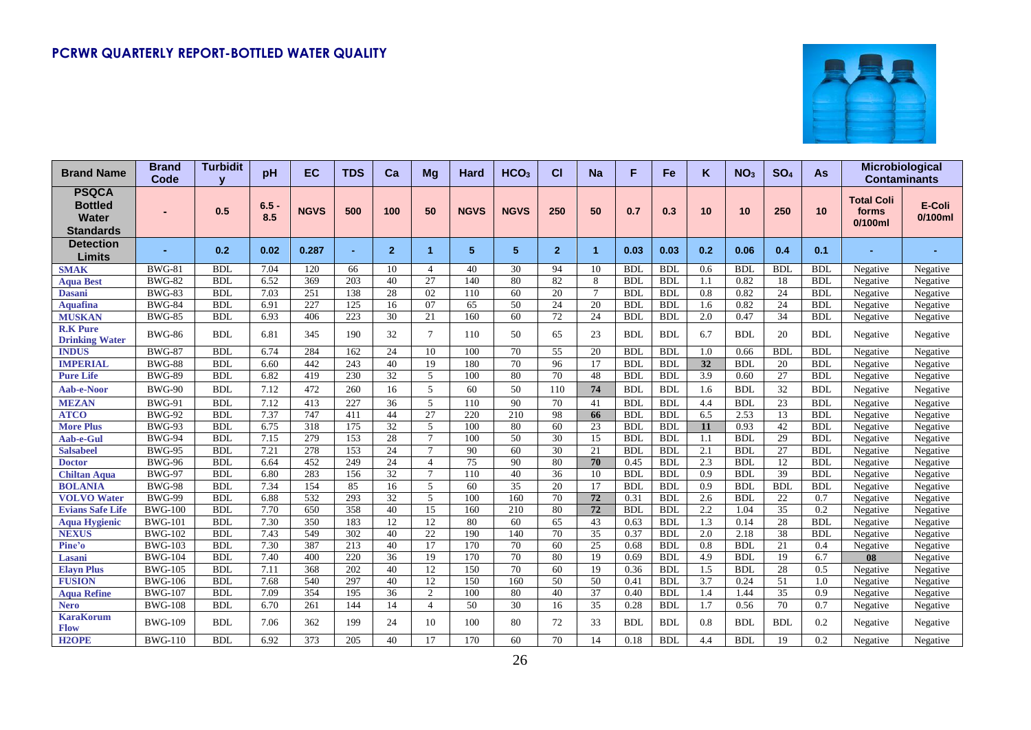# PCRWR QUARTERLY REPORT-BOTTLED WATER QUALITY

| Brand Name | Brand Code | Turbidity | pH | EC | TDS | Ca | Mg | Hard | $HCO_3$ | Cl | Na | F | Fe | K | $NO_3$ | $SO_4$ | As | Microbiological Contaminants | |
|---|---|---|---|---|---|---|---|---|---|---|---|---|---|---|---|---|---|---|---|
| | | | | | | | | | | | | | | | | | | Total Coli forms 0/100ml | E-Coli 0/100ml |
| **PSQCA Bottled Water Standards** | - | 0.5 | 6.5 - 8.5 | NGVS | 500 | 100 | 50 | NGVS | NGVS | 250 | 50 | 0.7 | 0.3 | 10 | 10 | 250 | 10 | | |
| **Detection Limits** | - | 0.2 | 0.02 | 0.287 | - | 2 | 1 | 5 | 5 | 2 | 1 | 0.03 | 0.03 | 0.2 | 0.06 | 0.4 | 0.1 | - | - |
| **SMAK** | BWG-81 | BDL | 7.04 | 120 | 66 | 10 | 4 | 40 | 30 | 94 | 10 | BDL | BDL | 0.6 | BDL | BDL | BDL | Negative | Negative |
| **Aqua Best** | BWG-82 | BDL | 6.52 | 369 | 203 | 40 | 27 | 140 | 80 | 82 | 8 | BDL | BDL | 1.1 | 0.82 | 18 | BDL | Negative | Negative |
| **Dasani** | BWG-83 | BDL | 7.03 | 251 | 138 | 28 | 02 | 110 | 60 | 20 | 7 | BDL | BDL | 0.8 | 0.82 | 24 | BDL | Negative | Negative |
| **Aquafina** | BWG-84 | BDL | 6.91 | 227 | 125 | 16 | 07 | 65 | 50 | 24 | 20 | BDL | BDL | 1.6 | 0.82 | 24 | BDL | Negative | Negative |
| **MUSKAN** | BWG-85 | BDL | 6.93 | 406 | 223 | 30 | 21 | 160 | 60 | 72 | 24 | BDL | BDL | 2.0 | 0.47 | 34 | BDL | Negative | Negative |
| **R.K Pure Drinking Water** | BWG-86 | BDL | 6.81 | 345 | 190 | 32 | 7 | 110 | 50 | 65 | 23 | BDL | BDL | 6.7 | BDL | 20 | BDL | Negative | Negative |
| **INDUS** | BWG-87 | BDL | 6.74 | 284 | 162 | 24 | 10 | 100 | 70 | 55 | 20 | BDL | BDL | 1.0 | 0.66 | BDL | BDL | Negative | Negative |
| **IMPERIAL** | BWG-88 | BDL | 6.60 | 442 | 243 | 40 | 19 | 180 | 70 | 96 | 17 | BDL | BDL | **32** | BDL | 20 | BDL | Negative | Negative |
| **Pure Life** | BWG-89 | BDL | 6.82 | 419 | 230 | 32 | 5 | 100 | 80 | 70 | 48 | BDL | BDL | 3.9 | 0.60 | 27 | BDL | Negative | Negative |
| **Aab-e-Noor** | BWG-90 | BDL | 7.12 | 472 | 260 | 16 | 5 | 60 | 50 | 110 | **74** | BDL | BDL | 1.6 | BDL | 32 | BDL | Negative | Negative |
| **MEZAN** | BWG-91 | BDL | 7.12 | 413 | 227 | 36 | 5 | 110 | 90 | 70 | 41 | BDL | BDL | 4.4 | BDL | 23 | BDL | Negative | Negative |
| **ATCO** | BWG-92 | BDL | 7.37 | 747 | 411 | 44 | 27 | 220 | 210 | 98 | **66** | BDL | BDL | 6.5 | 2.53 | 13 | BDL | Negative | Negative |
| **More Plus** | BWG-93 | BDL | 6.75 | 318 | 175 | 32 | 5 | 100 | 80 | 60 | 23 | BDL | BDL | **11** | 0.93 | 42 | BDL | Negative | Negative |
| **Aab-e-Gul** | BWG-94 | BDL | 7.15 | 279 | 153 | 28 | 7 | 100 | 50 | 30 | 15 | BDL | BDL | 1.1 | BDL | 29 | BDL | Negative | Negative |
| **Salsabeel** | BWG-95 | BDL | 7.21 | 278 | 153 | 24 | 7 | 90 | 60 | 30 | 21 | BDL | BDL | 2.1 | BDL | 27 | BDL | Negative | Negative |
| **Doctor** | BWG-96 | BDL | 6.64 | 452 | 249 | 24 | 4 | 75 | 90 | 80 | **70** | 0.45 | BDL | 2.3 | BDL | 12 | BDL | Negative | Negative |
| **Chiltan Aqua** | BWG-97 | BDL | 6.80 | 283 | 156 | 32 | 7 | 110 | 40 | 36 | 10 | BDL | BDL | 0.9 | BDL | 39 | BDL | Negative | Negative |
| **BOLANIA** | BWG-98 | BDL | 7.34 | 154 | 85 | 16 | 5 | 60 | 35 | 20 | 17 | BDL | BDL | 0.9 | BDL | BDL | BDL | Negative | Negative |
| **VOLVO Water** | BWG-99 | BDL | 6.88 | 532 | 293 | 32 | 5 | 100 | 160 | 70 | **72** | 0.31 | BDL | 2.6 | BDL | 22 | 0.7 | Negative | Negative |
| **Evians Safe Life** | BWG-100 | BDL | 7.70 | 650 | 358 | 40 | 15 | 160 | 210 | 80 | **72** | BDL | BDL | 2.2 | 1.04 | 35 | 0.2 | Negative | Negative |
| **Aqua Hygienic** | BWG-101 | BDL | 7.30 | 350 | 183 | 12 | 12 | 80 | 60 | 65 | 43 | 0.63 | BDL | 1.3 | 0.14 | 28 | BDL | Negative | Negative |
| **NEXUS** | BWG-102 | BDL | 7.43 | 549 | 302 | 40 | 22 | 190 | 140 | 70 | 35 | 0.37 | BDL | 2.0 | 2.18 | 38 | BDL | Negative | Negative |
| **Pine'o** | BWG-103 | BDL | 7.30 | 387 | 213 | 40 | 17 | 170 | 70 | 60 | 25 | 0.68 | BDL | 0.8 | BDL | 21 | 0.4 | Negative | Negative |
| **Lasani** | BWG-104 | BDL | 7.40 | 400 | 220 | 36 | 19 | 170 | 70 | 80 | 19 | 0.69 | BDL | 4.9 | BDL | 19 | 6.7 | **08** | Negative |
| **Elayn Plus** | BWG-105 | BDL | 7.11 | 368 | 202 | 40 | 12 | 150 | 70 | 60 | 19 | 0.36 | BDL | 1.5 | BDL | 28 | 0.5 | Negative | Negative |
| **FUSION** | BWG-106 | BDL | 7.68 | 540 | 297 | 40 | 12 | 150 | 160 | 50 | 50 | 0.41 | BDL | 3.7 | 0.24 | 51 | 1.0 | Negative | Negative |
| **Aqua Refine** | BWG-107 | BDL | 7.09 | 354 | 195 | 36 | 2 | 100 | 80 | 40 | 37 | 0.40 | BDL | 1.4 | 1.44 | 35 | 0.9 | Negative | Negative |
| **Nero** | BWG-108 | BDL | 6.70 | 261 | 144 | 14 | 4 | 50 | 30 | 16 | 35 | 0.28 | BDL | 1.7 | 0.56 | 70 | 0.7 | Negative | Negative |
| **KaraKorum Flow** | BWG-109 | BDL | 7.06 | 362 | 199 | 24 | 10 | 100 | 80 | 72 | 33 | BDL | BDL | 0.8 | BDL | BDL | 0.2 | Negative | Negative |
| **H2OPE** | BWG-110 | BDL | 6.92 | 373 | 205 | 40 | 17 | 170 | 60 | 70 | 14 | 0.18 | BDL | 4.4 | BDL | 19 | 0.2 | Negative | Negative |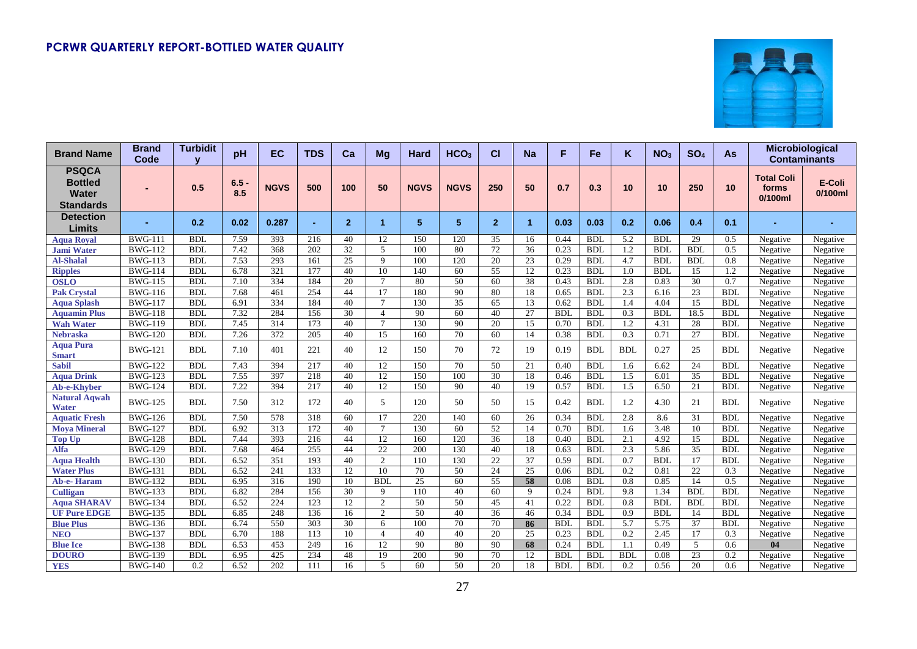# PCRWR QUARTERLY REPORT-BOTTLED WATER QUALITY

| Brand Name | Brand Code | Turbidity | pH | EC | TDS | Ca | Mg | Hard | $HCO_3$ | Cl | Na | F | Fe | K | $NO_3$ | $SO_4$ | As | Microbiological Contaminants | |
|---|---|---|---|---|---|---|---|---|---|---|---|---|---|---|---|---|---|---|---|
| | | | | | | | | | | | | | | | | | | Total Coli forms 0/100ml | E-Coli 0/100ml |
| **PSQCA Bottled Water Standards** | - | 0.5 | 6.5 - 8.5 | NGVS | 500 | 100 | 50 | NGVS | NGVS | 250 | 50 | 0.7 | 0.3 | 10 | 10 | 250 | 10 | | |
| **Detection Limits** | - | 0.2 | 0.02 | 0.287 | - | 2 | 1 | 5 | 5 | 2 | 1 | 0.03 | 0.03 | 0.2 | 0.06 | 0.4 | 0.1 | - | - |
| Aqua Royal | BWG-111 | BDL | 7.59 | 393 | 216 | 40 | 12 | 150 | 120 | 35 | 16 | 0.44 | BDL | 5.2 | BDL | 29 | 0.5 | Negative | Negative |
| Jami Water | BWG-112 | BDL | 7.42 | 368 | 202 | 32 | 5 | 100 | 80 | 72 | 36 | 0.23 | BDL | 1.2 | BDL | BDL | 0.5 | Negative | Negative |
| Al-Shalal | BWG-113 | BDL | 7.53 | 293 | 161 | 25 | 9 | 100 | 120 | 20 | 23 | 0.29 | BDL | 4.7 | BDL | BDL | 0.8 | Negative | Negative |
| Ripples | BWG-114 | BDL | 6.78 | 321 | 177 | 40 | 10 | 140 | 60 | 55 | 12 | 0.23 | BDL | 1.0 | BDL | 15 | 1.2 | Negative | Negative |
| OSLO | BWG-115 | BDL | 7.10 | 334 | 184 | 20 | 7 | 80 | 50 | 60 | 38 | 0.43 | BDL | 2.8 | 0.83 | 30 | 0.7 | Negative | Negative |
| Pak Crystal | BWG-116 | BDL | 7.68 | 461 | 254 | 44 | 17 | 180 | 90 | 80 | 18 | 0.65 | BDL | 2.3 | 6.16 | 23 | BDL | Negative | Negative |
| Aqua Splash | BWG-117 | BDL | 6.91 | 334 | 184 | 40 | 7 | 130 | 35 | 65 | 13 | 0.62 | BDL | 1.4 | 4.04 | 15 | BDL | Negative | Negative |
| Aquamin Plus | BWG-118 | BDL | 7.32 | 284 | 156 | 30 | 4 | 90 | 60 | 40 | 27 | BDL | BDL | 0.3 | BDL | 18.5 | BDL | Negative | Negative |
| Wah Water | BWG-119 | BDL | 7.45 | 314 | 173 | 40 | 7 | 130 | 90 | 20 | 15 | 0.70 | BDL | 1.2 | 4.31 | 28 | BDL | Negative | Negative |
| Nebraska | BWG-120 | BDL | 7.26 | 372 | 205 | 40 | 15 | 160 | 70 | 60 | 14 | 0.38 | BDL | 0.3 | 0.71 | 27 | BDL | Negative | Negative |
| Aqua Pura Smart | BWG-121 | BDL | 7.10 | 401 | 221 | 40 | 12 | 150 | 70 | 72 | 19 | 0.19 | BDL | BDL | 0.27 | 25 | BDL | Negative | Negative |
| Sabil | BWG-122 | BDL | 7.43 | 394 | 217 | 40 | 12 | 150 | 70 | 50 | 21 | 0.40 | BDL | 1.6 | 6.62 | 24 | BDL | Negative | Negative |
| Aqua Drink | BWG-123 | BDL | 7.55 | 397 | 218 | 40 | 12 | 150 | 100 | 30 | 18 | 0.46 | BDL | 1.5 | 6.01 | 35 | BDL | Negative | Negative |
| Ab-e-Khyber | BWG-124 | BDL | 7.22 | 394 | 217 | 40 | 12 | 150 | 90 | 40 | 19 | 0.57 | BDL | 1.5 | 6.50 | 21 | BDL | Negative | Negative |
| Natural Aqwah Water | BWG-125 | BDL | 7.50 | 312 | 172 | 40 | 5 | 120 | 50 | 50 | 15 | 0.42 | BDL | 1.2 | 4.30 | 21 | BDL | Negative | Negative |
| Aquatic Fresh | BWG-126 | BDL | 7.50 | 578 | 318 | 60 | 17 | 220 | 140 | 60 | 26 | 0.34 | BDL | 2.8 | 8.6 | 31 | BDL | Negative | Negative |
| Moya Mineral | BWG-127 | BDL | 6.92 | 313 | 172 | 40 | 7 | 130 | 60 | 52 | 14 | 0.70 | BDL | 1.6 | 3.48 | 10 | BDL | Negative | Negative |
| Top Up | BWG-128 | BDL | 7.44 | 393 | 216 | 44 | 12 | 160 | 120 | 36 | 18 | 0.40 | BDL | 2.1 | 4.92 | 15 | BDL | Negative | Negative |
| Alfa | BWG-129 | BDL | 7.68 | 464 | 255 | 44 | 22 | 200 | 130 | 40 | 18 | 0.63 | BDL | 2.3 | 5.86 | 35 | BDL | Negative | Negative |
| Aqua Health | BWG-130 | BDL | 6.52 | 351 | 193 | 40 | 2 | 110 | 130 | 22 | 37 | 0.59 | BDL | 0.7 | BDL | 17 | BDL | Negative | Negative |
| Water Plus | BWG-131 | BDL | 6.52 | 241 | 133 | 12 | 10 | 70 | 50 | 24 | 25 | 0.06 | BDL | 0.2 | 0.81 | 22 | 0.3 | Negative | Negative |
| Ab-e- Haram | BWG-132 | BDL | 6.95 | 316 | 190 | 10 | BDL | 25 | 60 | 55 | **58** | 0.08 | BDL | 0.8 | 0.85 | 14 | 0.5 | Negative | Negative |
| Culligan | BWG-133 | BDL | 6.82 | 284 | 156 | 30 | 9 | 110 | 40 | 60 | 9 | 0.24 | BDL | 9.8 | 1.34 | BDL | BDL | Negative | Negative |
| Aqua SHARAV | BWG-134 | BDL | 6.52 | 224 | 123 | 12 | 2 | 50 | 50 | 45 | 41 | 0.22 | BDL | 0.8 | BDL | BDL | BDL | Negative | Negative |
| UF Pure EDGE | BWG-135 | BDL | 6.85 | 248 | 136 | 16 | 2 | 50 | 40 | 36 | 46 | 0.34 | BDL | 0.9 | BDL | 14 | BDL | Negative | Negative |
| Blue Plus | BWG-136 | BDL | 6.74 | 550 | 303 | 30 | 6 | 100 | 70 | 70 | **86** | BDL | BDL | 5.7 | 5.75 | 37 | BDL | Negative | Negative |
| NEO | BWG-137 | BDL | 6.70 | 188 | 113 | 10 | 4 | 40 | 40 | 20 | 25 | 0.23 | BDL | 0.2 | 2.45 | 17 | 0.3 | Negative | Negative |
| Blue Ice | BWG-138 | BDL | 6.53 | 453 | 249 | 16 | 12 | 90 | 80 | 90 | **68** | 0.24 | BDL | 1.1 | 0.49 | 5 | 0.6 | **04** | Negative |
| DOURO | BWG-139 | BDL | 6.95 | 425 | 234 | 48 | 19 | 200 | 90 | 70 | 12 | BDL | BDL | BDL | 0.08 | 23 | 0.2 | Negative | Negative |
| YES | BWG-140 | 0.2 | 6.52 | 202 | 111 | 16 | 5 | 60 | 50 | 20 | 18 | BDL | BDL | 0.2 | 0.56 | 20 | 0.6 | Negative | Negative |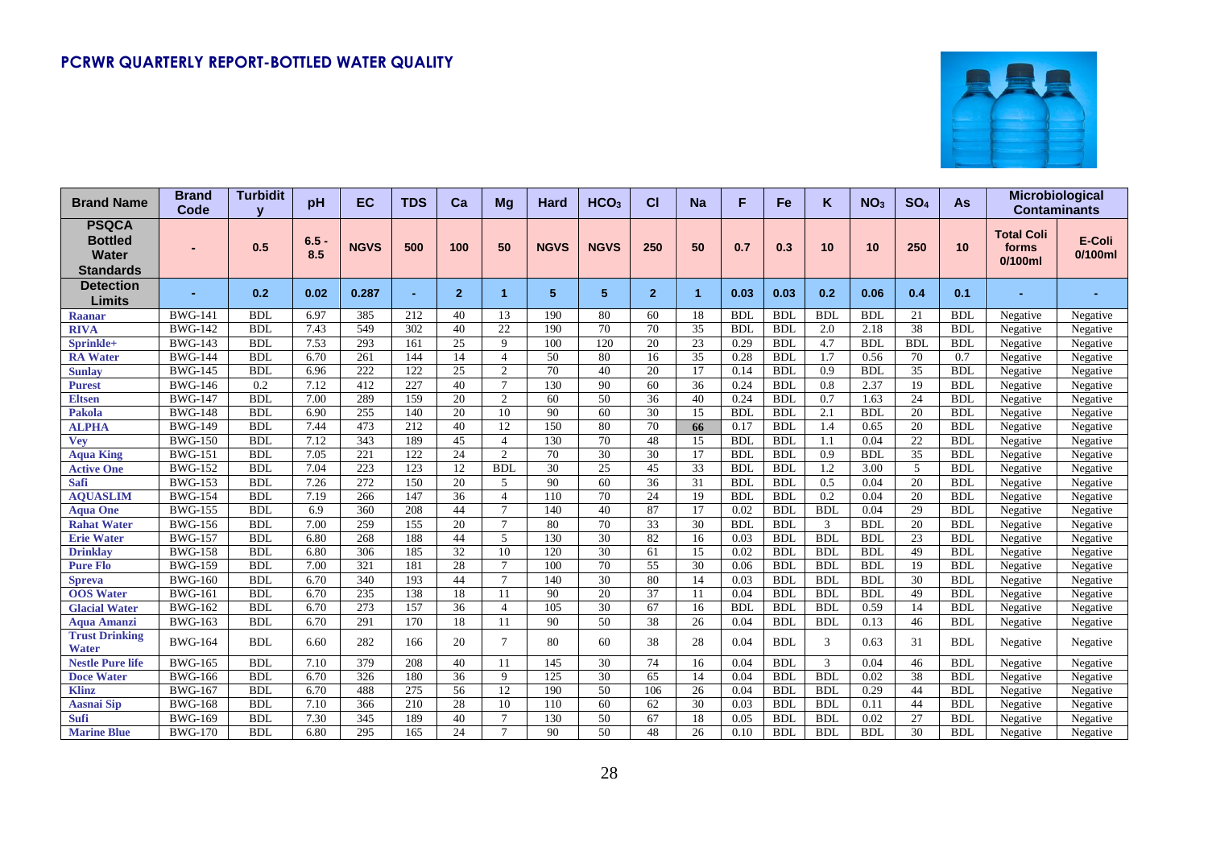## PCRWR QUARTERLY REPORT-BOTTLED WATER QUALITY

| Brand Name | Brand Code | Turbidity | pH | EC | TDS | Ca | Mg | Hard | $HCO_3$ | Cl | Na | F | Fe | K | $NO_3$ | $SO_4$ | As | Microbiological Contaminants | |
|---|---|---|---|---|---|---|---|---|---|---|---|---|---|---|---|---|---|---|---|
| | | | | | | | | | | | | | | | | | | Total Coli forms 0/100ml | E-Coli 0/100ml |
| PSQCA Bottled Water Standards | - | 0.5 | 6.5 - 8.5 | NGVS | 500 | 100 | 50 | NGVS | NGVS | 250 | 50 | 0.7 | 0.3 | 10 | 10 | 250 | 10 | | |
| Detection Limits | - | 0.2 | 0.02 | 0.287 | - | 2 | 1 | 5 | 5 | 2 | 1 | 0.03 | 0.03 | 0.2 | 0.06 | 0.4 | 0.1 | - | - |
| Raanar | BWG-141 | BDL | 6.97 | 385 | 212 | 40 | 13 | 190 | 80 | 60 | 18 | BDL | BDL | BDL | BDL | 21 | BDL | Negative | Negative |
| RIVA | BWG-142 | BDL | 7.43 | 549 | 302 | 40 | 22 | 190 | 70 | 70 | 35 | BDL | BDL | 2.0 | 2.18 | 38 | BDL | Negative | Negative |
| Sprinkle+ | BWG-143 | BDL | 7.53 | 293 | 161 | 25 | 9 | 100 | 120 | 20 | 23 | 0.29 | BDL | 4.7 | BDL | BDL | BDL | Negative | Negative |
| RA Water | BWG-144 | BDL | 6.70 | 261 | 144 | 14 | 4 | 50 | 80 | 16 | 35 | 0.28 | BDL | 1.7 | 0.56 | 70 | 0.7 | Negative | Negative |
| Sunlay | BWG-145 | BDL | 6.96 | 222 | 122 | 25 | 2 | 70 | 40 | 20 | 17 | 0.14 | BDL | 0.9 | BDL | 35 | BDL | Negative | Negative |
| Purest | BWG-146 | 0.2 | 7.12 | 412 | 227 | 40 | 7 | 130 | 90 | 60 | 36 | 0.24 | BDL | 0.8 | 2.37 | 19 | BDL | Negative | Negative |
| Eltsen | BWG-147 | BDL | 7.00 | 289 | 159 | 20 | 2 | 60 | 50 | 36 | 40 | 0.24 | BDL | 0.7 | 1.63 | 24 | BDL | Negative | Negative |
| Pakola | BWG-148 | BDL | 6.90 | 255 | 140 | 20 | 10 | 90 | 60 | 30 | 15 | BDL | BDL | 2.1 | BDL | 20 | BDL | Negative | Negative |
| ALPHA | BWG-149 | BDL | 7.44 | 473 | 212 | 40 | 12 | 150 | 80 | 70 | **66** | 0.17 | BDL | 1.4 | 0.65 | 20 | BDL | Negative | Negative |
| Vey | BWG-150 | BDL | 7.12 | 343 | 189 | 45 | 4 | 130 | 70 | 48 | 15 | BDL | BDL | 1.1 | 0.04 | 22 | BDL | Negative | Negative |
| Aqua King | BWG-151 | BDL | 7.05 | 221 | 122 | 24 | 2 | 70 | 30 | 30 | 17 | BDL | BDL | 0.9 | BDL | 35 | BDL | Negative | Negative |
| Active One | BWG-152 | BDL | 7.04 | 223 | 123 | 12 | BDL | 30 | 25 | 45 | 33 | BDL | BDL | 1.2 | 3.00 | 5 | BDL | Negative | Negative |
| Safi | BWG-153 | BDL | 7.26 | 272 | 150 | 20 | 5 | 90 | 60 | 36 | 31 | BDL | BDL | 0.5 | 0.04 | 20 | BDL | Negative | Negative |
| AQUASLIM | BWG-154 | BDL | 7.19 | 266 | 147 | 36 | 4 | 110 | 70 | 24 | 19 | BDL | BDL | 0.2 | 0.04 | 20 | BDL | Negative | Negative |
| Aqua One | BWG-155 | BDL | 6.9 | 360 | 208 | 44 | 7 | 140 | 40 | 87 | 17 | 0.02 | BDL | BDL | 0.04 | 29 | BDL | Negative | Negative |
| Rahat Water | BWG-156 | BDL | 7.00 | 259 | 155 | 20 | 7 | 80 | 70 | 33 | 30 | BDL | BDL | 3 | BDL | 20 | BDL | Negative | Negative |
| Erie Water | BWG-157 | BDL | 6.80 | 268 | 188 | 44 | 5 | 130 | 30 | 82 | 16 | 0.03 | BDL | BDL | BDL | 23 | BDL | Negative | Negative |
| Drinklay | BWG-158 | BDL | 6.80 | 306 | 185 | 32 | 10 | 120 | 30 | 61 | 15 | 0.02 | BDL | BDL | BDL | 49 | BDL | Negative | Negative |
| Pure Flo | BWG-159 | BDL | 7.00 | 321 | 181 | 28 | 7 | 100 | 70 | 55 | 30 | 0.06 | BDL | BDL | BDL | 19 | BDL | Negative | Negative |
| Spreva | BWG-160 | BDL | 6.70 | 340 | 193 | 44 | 7 | 140 | 30 | 80 | 14 | 0.03 | BDL | BDL | BDL | 30 | BDL | Negative | Negative |
| OOS Water | BWG-161 | BDL | 6.70 | 235 | 138 | 18 | 11 | 90 | 20 | 37 | 11 | 0.04 | BDL | BDL | BDL | 49 | BDL | Negative | Negative |
| Glacial Water | BWG-162 | BDL | 6.70 | 273 | 157 | 36 | 4 | 105 | 30 | 67 | 16 | BDL | BDL | BDL | 0.59 | 14 | BDL | Negative | Negative |
| Aqua Amanzi | BWG-163 | BDL | 6.70 | 291 | 170 | 18 | 11 | 90 | 50 | 38 | 26 | 0.04 | BDL | BDL | 0.13 | 46 | BDL | Negative | Negative |
| Trust Drinking Water | BWG-164 | BDL | 6.60 | 282 | 166 | 20 | 7 | 80 | 60 | 38 | 28 | 0.04 | BDL | 3 | 0.63 | 31 | BDL | Negative | Negative |
| Nestle Pure life | BWG-165 | BDL | 7.10 | 379 | 208 | 40 | 11 | 145 | 30 | 74 | 16 | 0.04 | BDL | 3 | 0.04 | 46 | BDL | Negative | Negative |
| Doce Water | BWG-166 | BDL | 6.70 | 326 | 180 | 36 | 9 | 125 | 30 | 65 | 14 | 0.04 | BDL | BDL | 0.02 | 38 | BDL | Negative | Negative |
| Klinz | BWG-167 | BDL | 6.70 | 488 | 275 | 56 | 12 | 190 | 50 | 106 | 26 | 0.04 | BDL | BDL | 0.29 | 44 | BDL | Negative | Negative |
| Aasnai Sip | BWG-168 | BDL | 7.10 | 366 | 210 | 28 | 10 | 110 | 60 | 62 | 30 | 0.03 | BDL | BDL | 0.11 | 44 | BDL | Negative | Negative |
| Sufi | BWG-169 | BDL | 7.30 | 345 | 189 | 40 | 7 | 130 | 50 | 67 | 18 | 0.05 | BDL | BDL | 0.02 | 27 | BDL | Negative | Negative |
| Marine Blue | BWG-170 | BDL | 6.80 | 295 | 165 | 24 | 7 | 90 | 50 | 48 | 26 | 0.10 | BDL | BDL | BDL | 30 | BDL | Negative | Negative |